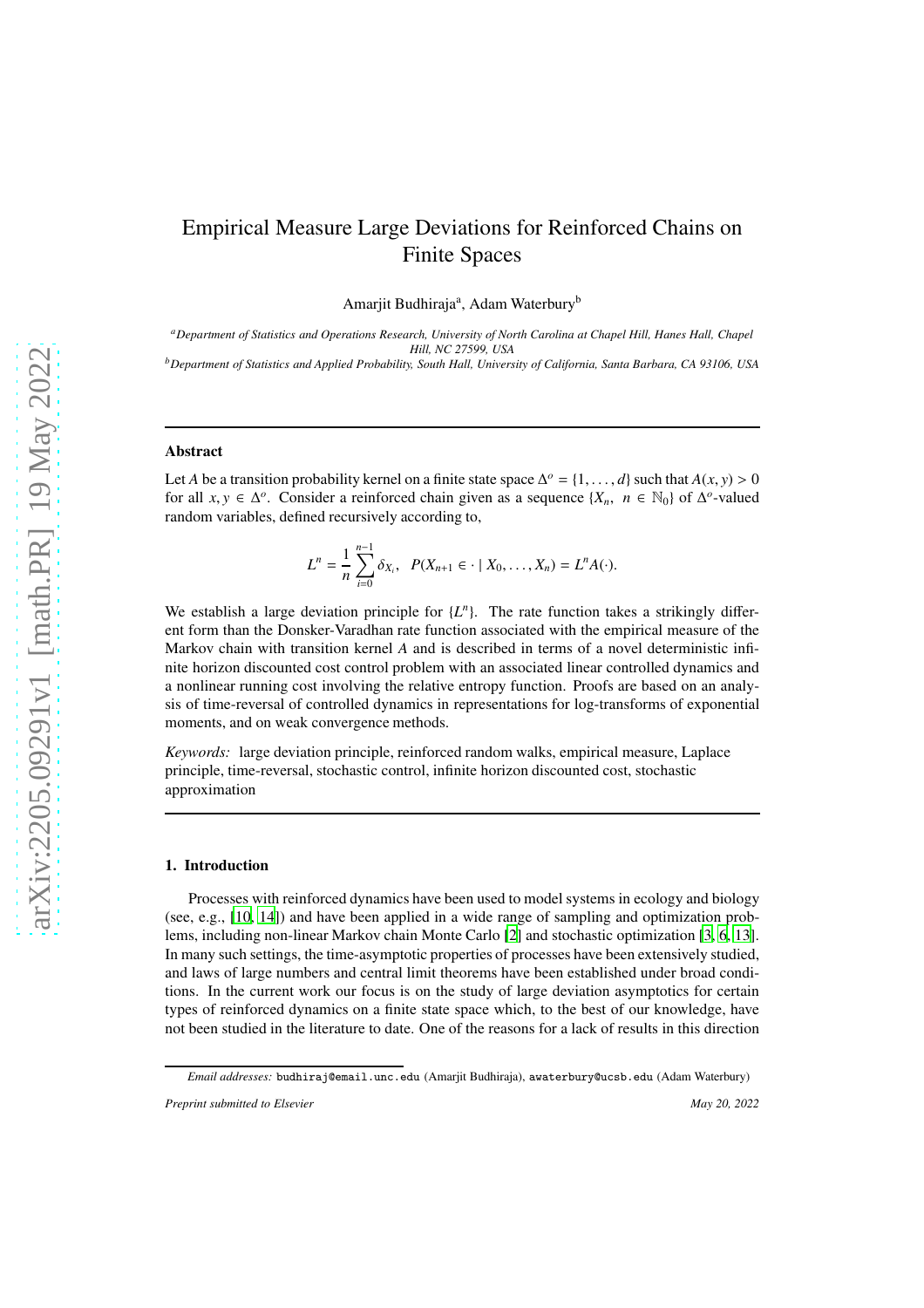# Empirical Measure Large Deviations for Reinforced Chains on Finite Spaces

Amarjit Budhiraja[a], Adam Waterbury[b]

[a] *Department of Statistics and Operations Research, University of North Carolina at Chapel Hill, Hanes Hall, Chapel Hill, NC 27599, USA*

[b] *Department of Statistics and Applied Probability, South Hall, University of California, Santa Barbara, CA 93106, USA*

---

## Abstract

Let $A$ be a transition probability kernel on a finite state space $\Delta^o = \{1, \ldots, d\}$ such that $A(x, y) > 0$ for all $x, y \in \Delta^o$. Consider a reinforced chain given as a sequence $\{X_n,\ n \in \mathbb{N}_0\}$ of $\Delta^o$-valued random variables, defined recursively according to,

$$L^n = \frac{1}{n}\sum_{i=0}^{n-1} \delta_{X_i}, \quad P(X_{n+1} \in \cdot \mid X_0, \ldots, X_n) = L^n A(\cdot).$$

We establish a large deviation principle for $\{L^n\}$. The rate function takes a strikingly different form than the Donsker-Varadhan rate function associated with the empirical measure of the Markov chain with transition kernel $A$ and is described in terms of a novel deterministic infinite horizon discounted cost control problem with an associated linear controlled dynamics and a nonlinear running cost involving the relative entropy function. Proofs are based on an analysis of time-reversal of controlled dynamics in representations for log-transforms of exponential moments, and on weak convergence methods.

*Keywords:* large deviation principle, reinforced random walks, empirical measure, Laplace principle, time-reversal, stochastic control, infinite horizon discounted cost, stochastic approximation

---

## 1. Introduction

Processes with reinforced dynamics have been used to model systems in ecology and biology (see, e.g., [10, 14]) and have been applied in a wide range of sampling and optimization problems, including non-linear Markov chain Monte Carlo [2] and stochastic optimization [3, 6, 13]. In many such settings, the time-asymptotic properties of processes have been extensively studied, and laws of large numbers and central limit theorems have been established under broad conditions. In the current work our focus is on the study of large deviation asymptotics for certain types of reinforced dynamics on a finite state space which, to the best of our knowledge, have not been studied in the literature to date. One of the reasons for a lack of results in this direction

---

*Email addresses:* budhiraj@email.unc.edu (Amarjit Budhiraja), awaterbury@ucsb.edu (Adam Waterbury)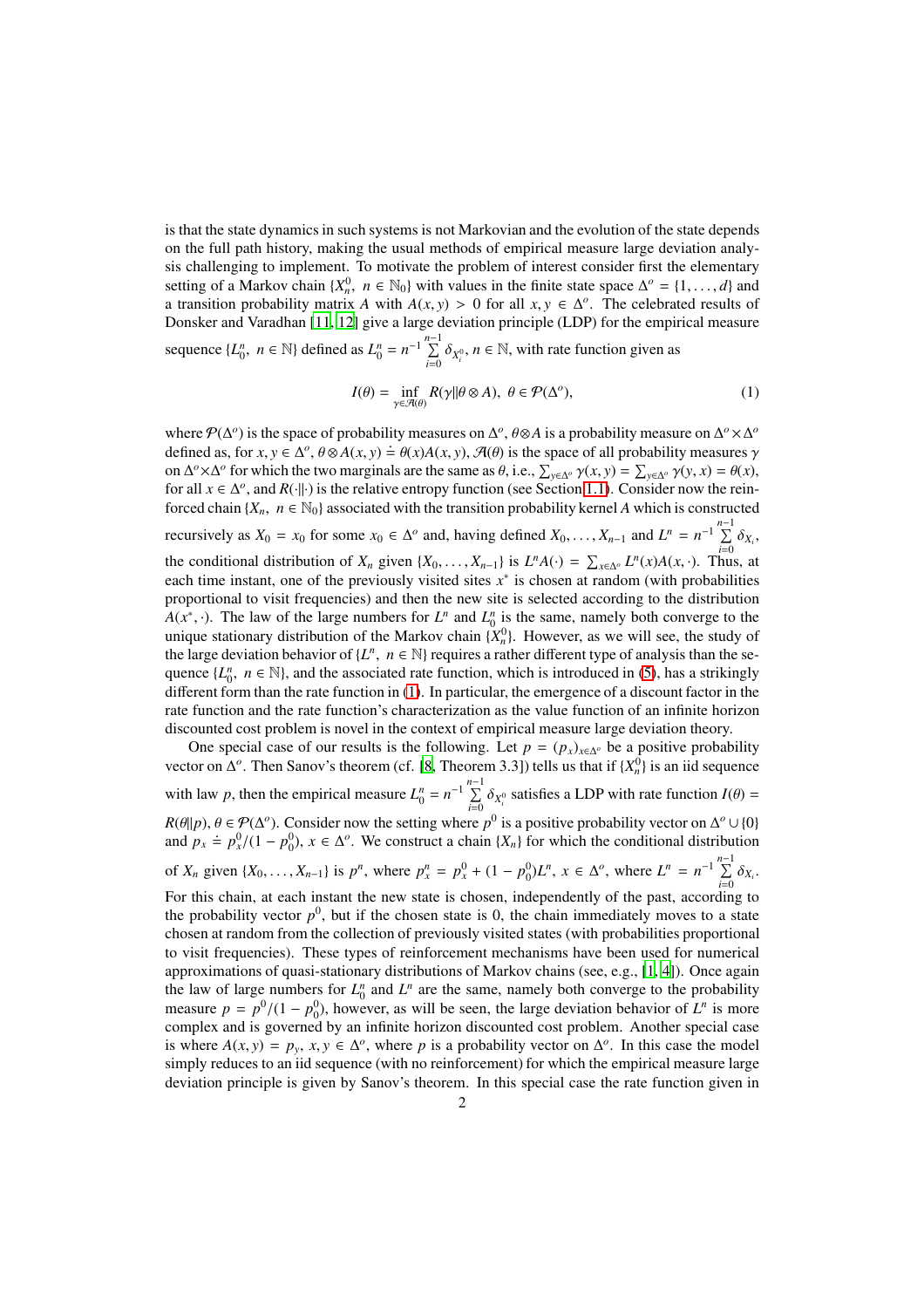is that the state dynamics in such systems is not Markovian and the evolution of the state depends on the full path history, making the usual methods of empirical measure large deviation analysis challenging to implement. To motivate the problem of interest consider first the elementary setting of a Markov chain $\{X^0_n,\ n \in \mathbb{N}_0\}$ with values in the finite state space $\Delta^o = \{1, \ldots, d\}$ and a transition probability matrix $A$ with $A(x, y) > 0$ for all $x, y \in \Delta^o$. The celebrated results of Donsker and Varadhan [11, 12] give a large deviation principle (LDP) for the empirical measure sequence $\{L^n_0,\ n \in \mathbb{N}\}$ defined as $L^n_0 = n^{-1} \sum_{i=0}^{n-1} \delta_{X^0_i}$, $n \in \mathbb{N}$, with rate function given as

$$
I(\theta) = \inf_{\gamma \in \mathcal{A}(\theta)} R(\gamma \| \theta \otimes A),\ \theta \in \mathcal{P}(\Delta^o), \tag{1}
$$

where $\mathcal{P}(\Delta^o)$ is the space of probability measures on $\Delta^o$, $\theta \otimes A$ is a probability measure on $\Delta^o \times \Delta^o$ defined as, for $x, y \in \Delta^o$, $\theta \otimes A(x, y) \doteq \theta(x)A(x, y)$, $\mathcal{A}(\theta)$ is the space of all probability measures $\gamma$ on $\Delta^o \times \Delta^o$ for which the two marginals are the same as $\theta$, i.e., $\sum_{y \in \Delta^o} \gamma(x, y) = \sum_{y \in \Delta^o} \gamma(y, x) = \theta(x)$, for all $x \in \Delta^o$, and $R(\cdot\|\cdot)$ is the relative entropy function (see Section 1.1). Consider now the reinforced chain $\{X_n,\ n \in \mathbb{N}_0\}$ associated with the transition probability kernel $A$ which is constructed recursively as $X_0 = x_0$ for some $x_0 \in \Delta^o$ and, having defined $X_0, \ldots, X_{n-1}$ and $L^n = n^{-1} \sum_{i=0}^{n-1} \delta_{X_i}$, the conditional distribution of $X_n$ given $\{X_0, \ldots, X_{n-1}\}$ is $L^n A(\cdot) = \sum_{x \in \Delta^o} L^n(x)A(x, \cdot)$. Thus, at each time instant, one of the previously visited sites $x^*$ is chosen at random (with probabilities proportional to visit frequencies) and then the new site is selected according to the distribution $A(x^*, \cdot)$. The law of the large numbers for $L^n$ and $L^n_0$ is the same, namely both converge to the unique stationary distribution of the Markov chain $\{X^0_n\}$. However, as we will see, the study of the large deviation behavior of $\{L^n,\ n \in \mathbb{N}\}$ requires a rather different type of analysis than the sequence $\{L^n_0,\ n \in \mathbb{N}\}$, and the associated rate function, which is introduced in (5), has a strikingly different form than the rate function in (1). In particular, the emergence of a discount factor in the rate function and the rate function's characterization as the value function of an infinite horizon discounted cost problem is novel in the context of empirical measure large deviation theory.

One special case of our results is the following. Let $p = (p_x)_{x \in \Delta^o}$ be a positive probability vector on $\Delta^o$. Then Sanov's theorem (cf. [8, Theorem 3.3]) tells us that if $\{X^0_n\}$ is an iid sequence with law $p$, then the empirical measure $L^n_0 = n^{-1} \sum_{i=0}^{n-1} \delta_{X^0_i}$ satisfies a LDP with rate function $I(\theta) = R(\theta\|p)$, $\theta \in \mathcal{P}(\Delta^o)$. Consider now the setting where $p^0$ is a positive probability vector on $\Delta^o \cup \{0\}$ and $p_x \doteq p^0_x/(1 - p^0_0)$, $x \in \Delta^o$. We construct a chain $\{X_n\}$ for which the conditional distribution of $X_n$ given $\{X_0, \ldots, X_{n-1}\}$ is $p^n$, where $p^n_x = p^0_x + (1 - p^0_0)L^n$, $x \in \Delta^o$, where $L^n = n^{-1} \sum_{i=0}^{n-1} \delta_{X_i}$. For this chain, at each instant the new state is chosen, independently of the past, according to the probability vector $p^0$, but if the chosen state is 0, the chain immediately moves to a state chosen at random from the collection of previously visited states (with probabilities proportional to visit frequencies). These types of reinforcement mechanisms have been used for numerical approximations of quasi-stationary distributions of Markov chains (see, e.g., [1, 4]). Once again the law of large numbers for $L^n_0$ and $L^n$ are the same, namely both converge to the probability measure $p = p^0/(1 - p^0_0)$, however, as will be seen, the large deviation behavior of $L^n$ is more complex and is governed by an infinite horizon discounted cost problem. Another special case is where $A(x, y) = p_y$, $x, y \in \Delta^o$, where $p$ is a probability vector on $\Delta^o$. In this case the model simply reduces to an iid sequence (with no reinforcement) for which the empirical measure large deviation principle is given by Sanov's theorem. In this special case the rate function given in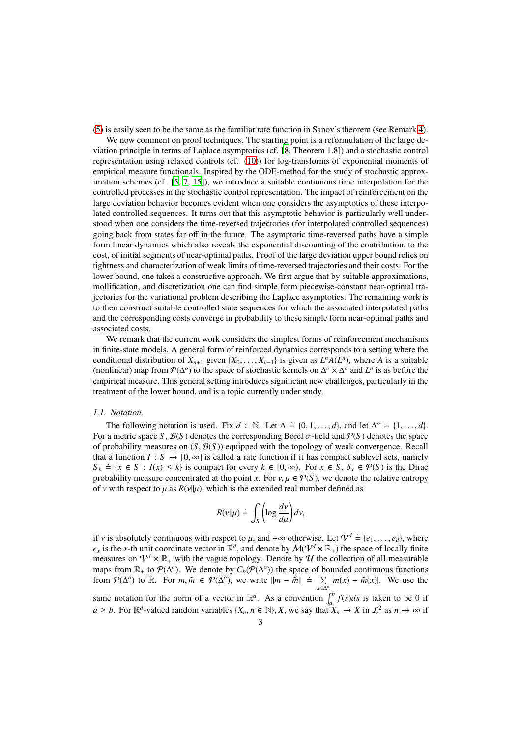(5) is easily seen to be the same as the familiar rate function in Sanov's theorem (see Remark 4).

We now comment on proof techniques. The starting point is a reformulation of the large deviation principle in terms of Laplace asymptotics (cf. [8, Theorem 1.8]) and a stochastic control representation using relaxed controls (cf. (10)) for log-transforms of exponential moments of empirical measure functionals. Inspired by the ODE-method for the study of stochastic approximation schemes (cf. [5, 7, 15]), we introduce a suitable continuous time interpolation for the controlled processes in the stochastic control representation. The impact of reinforcement on the large deviation behavior becomes evident when one considers the asymptotics of these interpolated controlled sequences. It turns out that this asymptotic behavior is particularly well understood when one considers the time-reversed trajectories (for interpolated controlled sequences) going back from states far off in the future. The asymptotic time-reversed paths have a simple form linear dynamics which also reveals the exponential discounting of the contribution, to the cost, of initial segments of near-optimal paths. Proof of the large deviation upper bound relies on tightness and characterization of weak limits of time-reversed trajectories and their costs. For the lower bound, one takes a constructive approach. We first argue that by suitable approximations, mollification, and discretization one can find simple form piecewise-constant near-optimal trajectories for the variational problem describing the Laplace asymptotics. The remaining work is to then construct suitable controlled state sequences for which the associated interpolated paths and the corresponding costs converge in probability to these simple form near-optimal paths and associated costs.

We remark that the current work considers the simplest forms of reinforcement mechanisms in finite-state models. A general form of reinforced dynamics corresponds to a setting where the conditional distribution of $X_{n+1}$ given $\{X_0, \ldots, X_{n-1}\}$ is given as $L^n A(L^n)$, where $A$ is a suitable (nonlinear) map from $\mathcal{P}(\Delta^o)$ to the space of stochastic kernels on $\Delta^o \times \Delta^o$ and $L^n$ is as before the empirical measure. This general setting introduces significant new challenges, particularly in the treatment of the lower bound, and is a topic currently under study.

### *1.1. Notation.*

The following notation is used. Fix $d \in \mathbb{N}$. Let $\Delta \doteq \{0, 1, \ldots, d\}$, and let $\Delta^o = \{1, \ldots, d\}$. For a metric space $S$, $\mathcal{B}(S)$ denotes the corresponding Borel $\sigma$-field and $\mathcal{P}(S)$ denotes the space of probability measures on $(S, \mathcal{B}(S))$ equipped with the topology of weak convergence. Recall that a function $I : S \to [0, \infty]$ is called a rate function if it has compact sublevel sets, namely $S_k \doteq \{x \in S : I(x) \leq k\}$ is compact for every $k \in [0, \infty)$. For $x \in S$, $\delta_x \in \mathcal{P}(S)$ is the Dirac probability measure concentrated at the point $x$. For $\nu, \mu \in \mathcal{P}(S)$, we denote the relative entropy of $\nu$ with respect to $\mu$ as $R(\nu \| \mu)$, which is the extended real number defined as

$$R(\nu \| \mu) \doteq \int_S \left( \log \frac{d\nu}{d\mu} \right) d\nu,$$

if $\nu$ is absolutely continuous with respect to $\mu$, and $+\infty$ otherwise. Let $\mathcal{V}^d \doteq \{e_1, \ldots, e_d\}$, where $e_x$ is the $x$-th unit coordinate vector in $\mathbb{R}^d$, and denote by $\mathcal{M}(\mathcal{V}^d \times \mathbb{R}_+)$ the space of locally finite measures on $\mathcal{V}^d \times \mathbb{R}_+$ with the vague topology. Denote by $\mathcal{U}$ the collection of all measurable maps from $\mathbb{R}_+$ to $\mathcal{P}(\Delta^o)$. We denote by $C_b(\mathcal{P}(\Delta^o))$ the space of bounded continuous functions from $\mathcal{P}(\Delta^o)$ to $\mathbb{R}$. For $m, \tilde{m} \in \mathcal{P}(\Delta^o)$, we write $\|m - \tilde{m}\| \doteq \sum_{x \in \Delta^o} |m(x) - \tilde{m}(x)|$. We use the same notation for the norm of a vector in $\mathbb{R}^d$. As a convention $\int_a^b f(s)ds$ is taken to be 0 if $a \geq b$. For $\mathbb{R}^d$-valued random variables $\{X_n, n \in \mathbb{N}\}, X$, we say that $X_n \to X$ in $\mathcal{L}^2$ as $n \to \infty$ if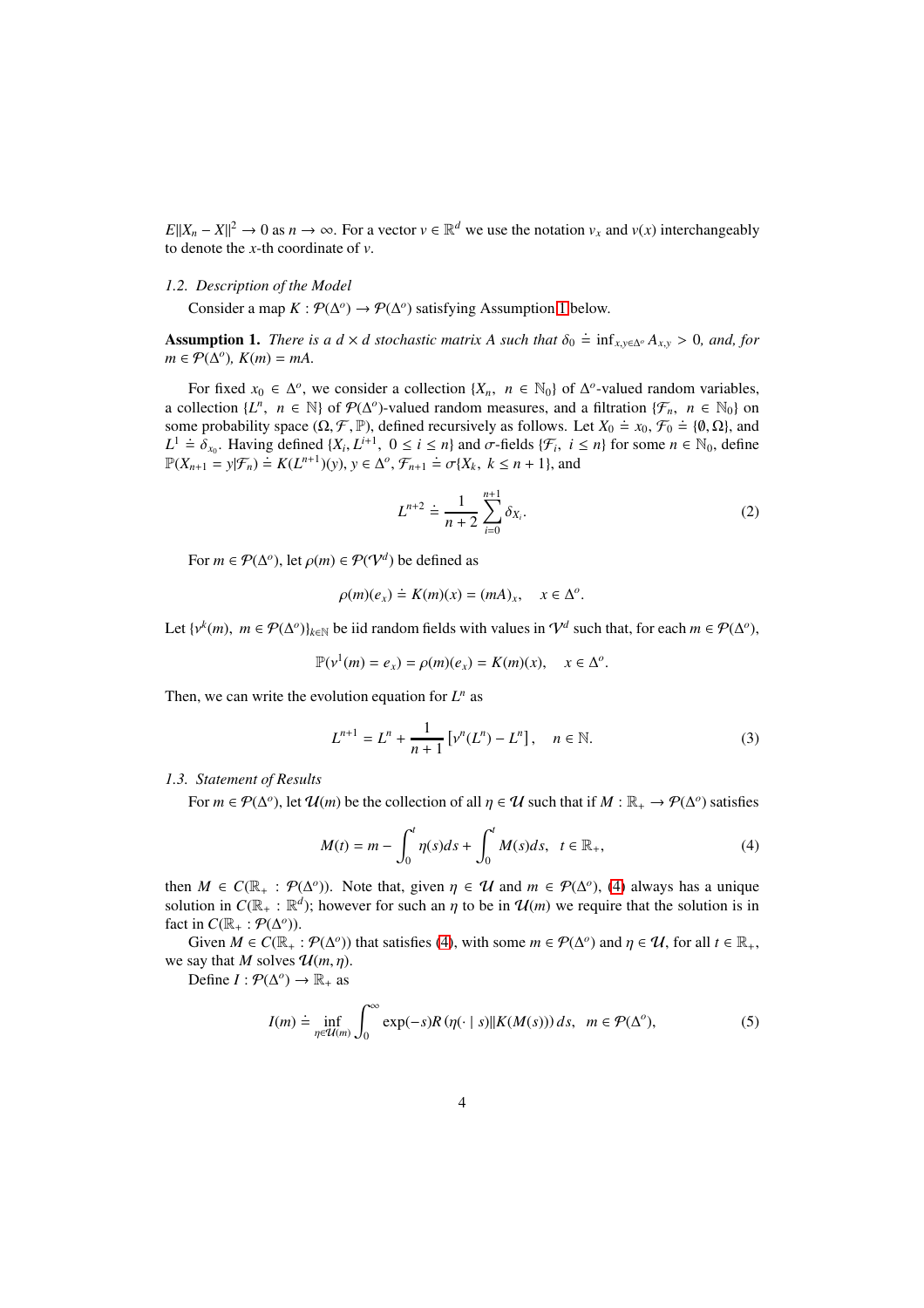$E\|X_n - X\|^2 \to 0$ as $n \to \infty$. For a vector $v \in \mathbb{R}^d$ we use the notation $v_x$ and $v(x)$ interchangeably to denote the $x$-th coordinate of $v$.

### 1.2. Description of the Model

Consider a map $K : \mathcal{P}(\Delta^o) \to \mathcal{P}(\Delta^o)$ satisfying Assumption 1 below.

**Assumption 1.** *There is a $d \times d$ stochastic matrix $A$ such that $\delta_0 \doteq \inf_{x,y \in \Delta^o} A_{x,y} > 0$, and, for $m \in \mathcal{P}(\Delta^o)$, $K(m) = mA$.*

For fixed $x_0 \in \Delta^o$, we consider a collection $\{X_n,\ n \in \mathbb{N}_0\}$ of $\Delta^o$-valued random variables, a collection $\{L^n,\ n \in \mathbb{N}\}$ of $\mathcal{P}(\Delta^o)$-valued random measures, and a filtration $\{\mathcal{F}_n,\ n \in \mathbb{N}_0\}$ on some probability space $(\Omega, \mathcal{F}, \mathbb{P})$, defined recursively as follows. Let $X_0 \doteq x_0$, $\mathcal{F}_0 \doteq \{\emptyset, \Omega\}$, and $L^1 \doteq \delta_{x_0}$. Having defined $\{X_i, L^{i+1},\ 0 \le i \le n\}$ and $\sigma$-fields $\{\mathcal{F}_i,\ i \le n\}$ for some $n \in \mathbb{N}_0$, define $\mathbb{P}(X_{n+1} = y | \mathcal{F}_n) \doteq K(L^{n+1})(y)$, $y \in \Delta^o$, $\mathcal{F}_{n+1} \doteq \sigma\{X_k,\ k \le n+1\}$, and

$$L^{n+2} \doteq \frac{1}{n+2} \sum_{i=0}^{n+1} \delta_{X_i}. \tag{2}$$

For $m \in \mathcal{P}(\Delta^o)$, let $\rho(m) \in \mathcal{P}(\mathcal{V}^d)$ be defined as

$$\rho(m)(e_x) \doteq K(m)(x) = (mA)_x, \quad x \in \Delta^o.$$

Let $\{\nu^k(m),\ m \in \mathcal{P}(\Delta^o)\}_{k \in \mathbb{N}}$ be iid random fields with values in $\mathcal{V}^d$ such that, for each $m \in \mathcal{P}(\Delta^o)$,

$$\mathbb{P}(\nu^1(m) = e_x) = \rho(m)(e_x) = K(m)(x), \quad x \in \Delta^o.$$

Then, we can write the evolution equation for $L^n$ as

$$L^{n+1} = L^n + \frac{1}{n+1}\left[\nu^n(L^n) - L^n\right], \quad n \in \mathbb{N}. \tag{3}$$

### 1.3. Statement of Results

For $m \in \mathcal{P}(\Delta^o)$, let $\mathcal{U}(m)$ be the collection of all $\eta \in \mathcal{U}$ such that if $M : \mathbb{R}_+ \to \mathcal{P}(\Delta^o)$ satisfies

$$M(t) = m - \int_0^t \eta(s) ds + \int_0^t M(s) ds, \quad t \in \mathbb{R}_+, \tag{4}$$

then $M \in C(\mathbb{R}_+ : \mathcal{P}(\Delta^o))$. Note that, given $\eta \in \mathcal{U}$ and $m \in \mathcal{P}(\Delta^o)$, (4) always has a unique solution in $C(\mathbb{R}_+ : \mathbb{R}^d)$; however for such an $\eta$ to be in $\mathcal{U}(m)$ we require that the solution is in fact in $C(\mathbb{R}_+ : \mathcal{P}(\Delta^o))$.

Given $M \in C(\mathbb{R}_+ : \mathcal{P}(\Delta^o))$ that satisfies (4), with some $m \in \mathcal{P}(\Delta^o)$ and $\eta \in \mathcal{U}$, for all $t \in \mathbb{R}_+$, we say that $M$ solves $\mathcal{U}(m, \eta)$.

Define $I : \mathcal{P}(\Delta^o) \to \mathbb{R}_+$ as

$$I(m) \doteq \inf_{\eta \in \mathcal{U}(m)} \int_0^\infty \exp(-s) R\left(\eta(\cdot \mid s) \| K(M(s))\right) ds, \quad m \in \mathcal{P}(\Delta^o), \tag{5}$$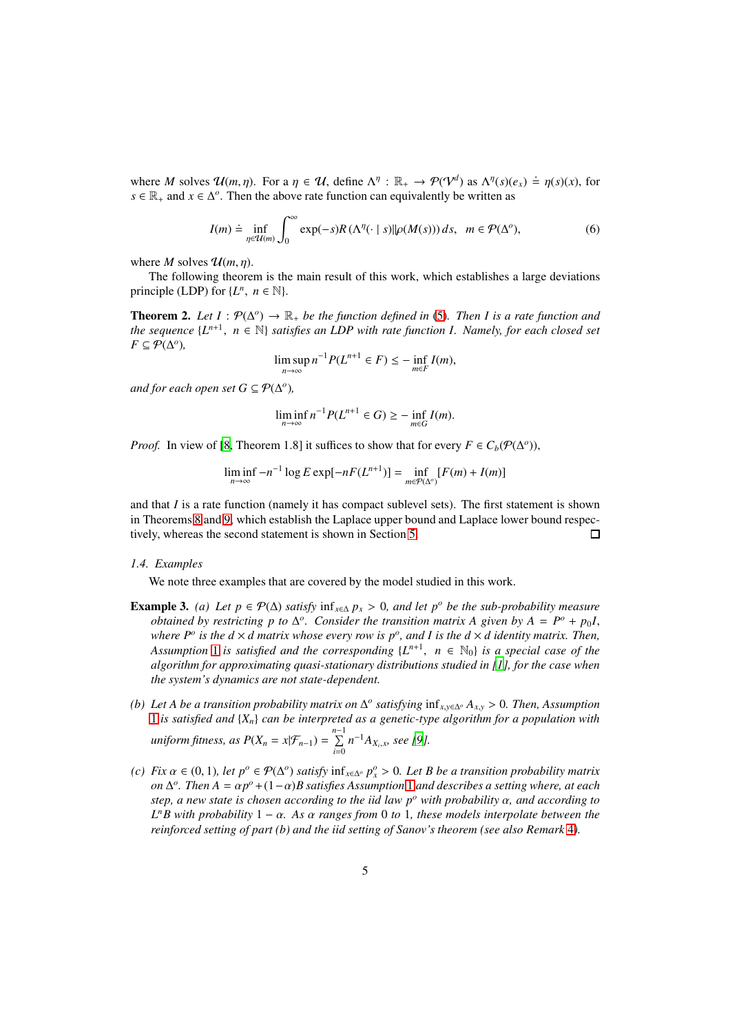where $M$ solves $\mathcal{U}(m,\eta)$. For a $\eta \in \mathcal{U}$, define $\Lambda^\eta : \mathbb{R}_+ \to \mathcal{P}(\mathcal{V}^d)$ as $\Lambda^\eta(s)(e_x) \doteq \eta(s)(x)$, for $s \in \mathbb{R}_+$ and $x \in \Delta^o$. Then the above rate function can equivalently be written as

$$I(m) \doteq \inf_{\eta \in \mathcal{U}(m)} \int_0^\infty \exp(-s) R\left(\Lambda^\eta(\cdot \mid s) \| \rho(M(s))\right) ds, \quad m \in \mathcal{P}(\Delta^o), \tag{6}$$

where $M$ solves $\mathcal{U}(m,\eta)$.

The following theorem is the main result of this work, which establishes a large deviations principle (LDP) for $\{L^n,\ n \in \mathbb{N}\}$.

**Theorem 2.** *Let $I : \mathcal{P}(\Delta^o) \to \mathbb{R}_+$ be the function defined in (5). Then $I$ is a rate function and the sequence $\{L^{n+1},\ n \in \mathbb{N}\}$ satisfies an LDP with rate function $I$. Namely, for each closed set $F \subseteq \mathcal{P}(\Delta^o)$,*

$$\limsup_{n\to\infty} n^{-1} P(L^{n+1} \in F) \le -\inf_{m \in F} I(m),$$

*and for each open set $G \subseteq \mathcal{P}(\Delta^o)$,*

$$\liminf_{n\to\infty} n^{-1} P(L^{n+1} \in G) \ge -\inf_{m \in G} I(m).$$

*Proof.* In view of [8, Theorem 1.8] it suffices to show that for every $F \in C_b(\mathcal{P}(\Delta^o))$,

$$\liminf_{n\to\infty} -n^{-1} \log E \exp[-nF(L^{n+1})] = \inf_{m \in \mathcal{P}(\Delta^o)} [F(m) + I(m)]$$

and that $I$ is a rate function (namely it has compact sublevel sets). The first statement is shown in Theorems 8 and 9, which establish the Laplace upper bound and Laplace lower bound respectively, whereas the second statement is shown in Section 5. □

### 1.4. Examples

We note three examples that are covered by the model studied in this work.

**Example 3.** *(a) Let $p \in \mathcal{P}(\Delta)$ satisfy $\inf_{x\in\Delta} p_x > 0$, and let $p^o$ be the sub-probability measure obtained by restricting $p$ to $\Delta^o$. Consider the transition matrix $A$ given by $A = P^o + p_0 I$, where $P^o$ is the $d \times d$ matrix whose every row is $p^o$, and $I$ is the $d \times d$ identity matrix. Then, Assumption 1 is satisfied and the corresponding $\{L^{n+1},\ n \in \mathbb{N}_0\}$ is a special case of the algorithm for approximating quasi-stationary distributions studied in [1], for the case when the system's dynamics are not state-dependent.*

*(b) Let $A$ be a transition probability matrix on $\Delta^o$ satisfying $\inf_{x,y\in\Delta^o} A_{x,y} > 0$. Then, Assumption 1 is satisfied and $\{X_n\}$ can be interpreted as a genetic-type algorithm for a population with uniform fitness, as $P(X_n = x|\mathcal{F}_{n-1}) = \sum_{i=0}^{n-1} n^{-1} A_{X_i,x}$, see [9].*

*(c) Fix $\alpha \in (0,1)$, let $p^o \in \mathcal{P}(\Delta^o)$ satisfy $\inf_{x\in\Delta^o} p^o_x > 0$. Let $B$ be a transition probability matrix on $\Delta^o$. Then $A = \alpha p^o + (1-\alpha)B$ satisfies Assumption 1 and describes a setting where, at each step, a new state is chosen according to the iid law $p^o$ with probability $\alpha$, and according to $L^n B$ with probability $1-\alpha$. As $\alpha$ ranges from 0 to 1, these models interpolate between the reinforced setting of part (b) and the iid setting of Sanov's theorem (see also Remark 4).*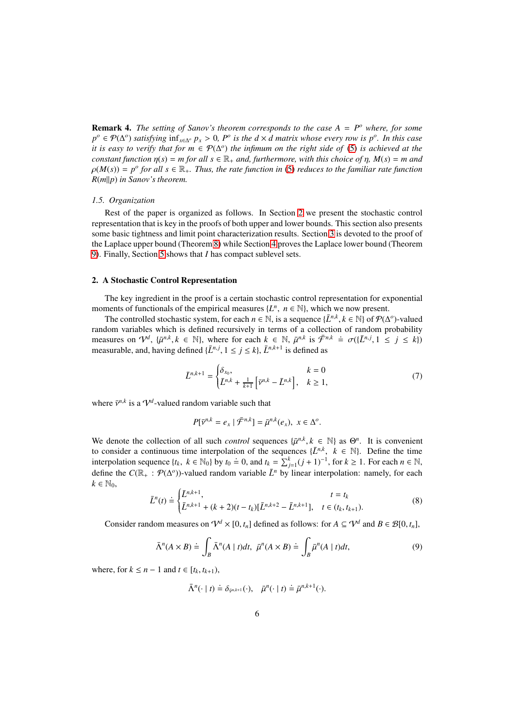**Remark 4.** *The setting of Sanov's theorem corresponds to the case $A = P^o$ where, for some $p^o \in \mathcal{P}(\Delta^o)$ satisfying $\inf_{x\in\Delta^o} p_x > 0$, $P^o$ is the $d \times d$ matrix whose every row is $p^o$. In this case it is easy to verify that for $m \in \mathcal{P}(\Delta^o)$ the infimum on the right side of (5) is achieved at the constant function $\eta(s) = m$ for all $s \in \mathbb{R}_+$ and, furthermore, with this choice of $\eta$, $M(s) = m$ and $\rho(M(s)) = p^o$ for all $s \in \mathbb{R}_+$. Thus, the rate function in (5) reduces to the familiar rate function $R(m\|p)$ in Sanov's theorem.*

### *1.5. Organization*

Rest of the paper is organized as follows. In Section 2 we present the stochastic control representation that is key in the proofs of both upper and lower bounds. This section also presents some basic tightness and limit point characterization results. Section 3 is devoted to the proof of the Laplace upper bound (Theorem 8) while Section 4 proves the Laplace lower bound (Theorem 9). Finally, Section 5 shows that $I$ has compact sublevel sets.

## 2. A Stochastic Control Representation

The key ingredient in the proof is a certain stochastic control representation for exponential moments of functionals of the empirical measures $\{L^n,\ n \in \mathbb{N}\}$, which we now present.

The controlled stochastic system, for each $n \in \mathbb{N}$, is a sequence $\{\bar{L}^{n,k}, k \in \mathbb{N}\}$ of $\mathcal{P}(\Delta^o)$-valued random variables which is defined recursively in terms of a collection of random probability measures on $\mathcal{V}^d$, $\{\bar{\mu}^{n,k}, k \in \mathbb{N}\}$, where for each $k \in \mathbb{N}$, $\bar{\mu}^{n,k}$ is $\bar{\mathcal{F}}^{n,k} \doteq \sigma(\{\bar{L}^{n,j}, 1 \le j \le k\})$ measurable, and, having defined $\{\bar{L}^{n,j}, 1 \le j \le k\}$, $\bar{L}^{n,k+1}$ is defined as

$$
\bar{L}^{n,k+1} = \begin{cases} \delta_{x_0}, & k = 0 \\ \bar{L}^{n,k} + \frac{1}{k+1}\left[\bar{\nu}^{n,k} - \bar{L}^{n,k}\right], & k \ge 1, \end{cases} \tag{7}
$$

where $\bar{\nu}^{n,k}$ is a $\mathcal{V}^d$-valued random variable such that

$$
P[\bar{\nu}^{n,k} = e_x \mid \bar{\mathcal{F}}^{n,k}] = \bar{\mu}^{n,k}(e_x),\ x \in \Delta^o.
$$

We denote the collection of all such *control* sequences $\{\bar{\mu}^{n,k}, k \in \mathbb{N}\}$ as $\Theta^n$. It is convenient to consider a continuous time interpolation of the sequences $\{\bar{L}^{n,k},\ k \in \mathbb{N}\}$. Define the time interpolation sequence $\{t_k,\ k \in \mathbb{N}_0\}$ by $t_0 \doteq 0$, and $t_k = \sum_{j=1}^{k}(j+1)^{-1}$, for $k \ge 1$. For each $n \in \mathbb{N}$, define the $C(\mathbb{R}_+ : \mathcal{P}(\Delta^o))$-valued random variable $\bar{L}^n$ by linear interpolation: namely, for each $k \in \mathbb{N}_0$,

$$
\bar{L}^n(t) \doteq \begin{cases} \bar{L}^{n,k+1}, & t = t_k \\ \bar{L}^{n,k+1} + (k+2)(t - t_k)[\bar{L}^{n,k+2} - \bar{L}^{n,k+1}], & t \in (t_k, t_{k+1}). \end{cases} \tag{8}
$$

Consider random measures on $\mathcal{V}^d \times [0, t_n]$ defined as follows: for $A \subseteq \mathcal{V}^d$ and $B \in \mathcal{B}[0, t_n]$,

$$
\bar{\Lambda}^n(A \times B) \doteq \int_B \bar{\Lambda}^n(A \mid t)dt,\ \ \bar{\mu}^n(A \times B) \doteq \int_B \bar{\mu}^n(A \mid t)dt, \tag{9}
$$

where, for $k \le n-1$ and $t \in [t_k, t_{k+1})$,

$$
\bar{\Lambda}^n(\cdot \mid t) \doteq \delta_{\bar{\nu}^{n,k+1}}(\cdot), \quad \bar{\mu}^n(\cdot \mid t) \doteq \bar{\mu}^{n,k+1}(\cdot).
$$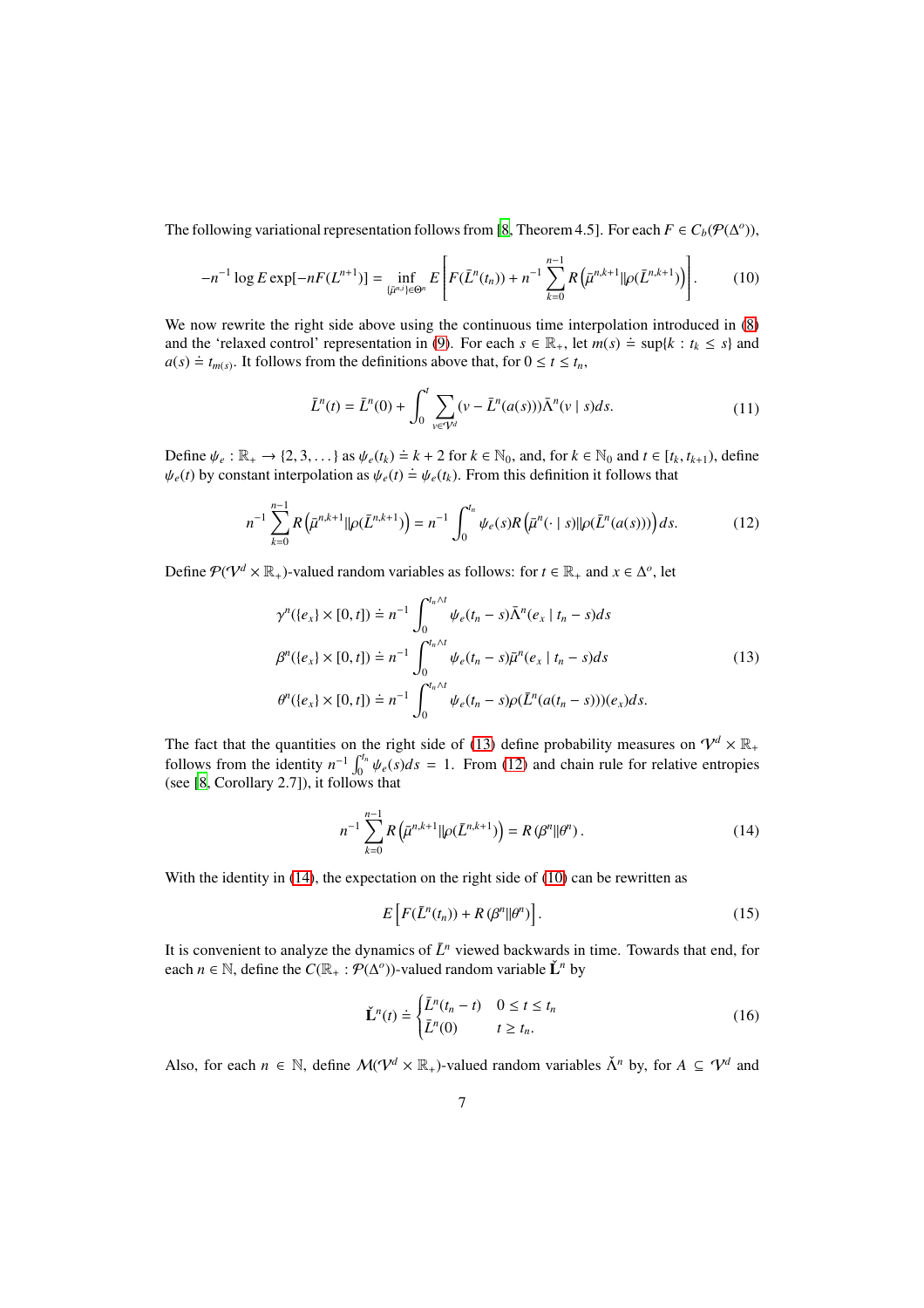The following variational representation follows from [8, Theorem 4.5]. For each $F \in C_b(\mathcal{P}(\Delta^o))$,

$$-n^{-1} \log E \exp[-nF(L^{n+1})] = \inf_{\{\bar{\mu}^{n,i}\} \in \Theta^n} E\left[ F(\bar{L}^n(t_n)) + n^{-1} \sum_{k=0}^{n-1} R\left(\bar{\mu}^{n,k+1} \| \rho(\bar{L}^{n,k+1})\right) \right]. \tag{10}$$

We now rewrite the right side above using the continuous time interpolation introduced in (8) and the 'relaxed control' representation in (9). For each $s \in \mathbb{R}_+$, let $m(s) \doteq \sup\{k : t_k \le s\}$ and $a(s) \doteq t_{m(s)}$. It follows from the definitions above that, for $0 \le t \le t_n$,

$$\bar{L}^n(t) = \bar{L}^n(0) + \int_0^t \sum_{v \in \mathcal{V}^d} (v - \bar{L}^n(a(s))) \bar{\Lambda}^n(v \mid s) ds. \tag{11}$$

Define $\psi_e : \mathbb{R}_+ \to \{2, 3, \dots\}$ as $\psi_e(t_k) \doteq k + 2$ for $k \in \mathbb{N}_0$, and, for $k \in \mathbb{N}_0$ and $t \in [t_k, t_{k+1})$, define $\psi_e(t)$ by constant interpolation as $\psi_e(t) \doteq \psi_e(t_k)$. From this definition it follows that

$$n^{-1} \sum_{k=0}^{n-1} R\left(\bar{\mu}^{n,k+1} \| \rho(\bar{L}^{n,k+1})\right) = n^{-1} \int_0^{t_n} \psi_e(s) R\left(\bar{\mu}^n(\cdot \mid s) \| \rho(\bar{L}^n(a(s)))\right) ds. \tag{12}$$

Define $\mathcal{P}(\mathcal{V}^d \times \mathbb{R}_+)$-valued random variables as follows: for $t \in \mathbb{R}_+$ and $x \in \Delta^o$, let

$$\begin{aligned}
\gamma^n(\{e_x\} \times [0, t]) &\doteq n^{-1} \int_0^{t_n \wedge t} \psi_e(t_n - s) \bar{\Lambda}^n(e_x \mid t_n - s) ds \\
\beta^n(\{e_x\} \times [0, t]) &\doteq n^{-1} \int_0^{t_n \wedge t} \psi_e(t_n - s) \bar{\mu}^n(e_x \mid t_n - s) ds \\
\theta^n(\{e_x\} \times [0, t]) &\doteq n^{-1} \int_0^{t_n \wedge t} \psi_e(t_n - s) \rho(\bar{L}^n(a(t_n - s)))(e_x) ds.
\end{aligned} \tag{13}$$

The fact that the quantities on the right side of (13) define probability measures on $\mathcal{V}^d \times \mathbb{R}_+$ follows from the identity $n^{-1} \int_0^{t_n} \psi_e(s) ds = 1$. From (12) and chain rule for relative entropies (see [8, Corollary 2.7]), it follows that

$$n^{-1} \sum_{k=0}^{n-1} R\left(\bar{\mu}^{n,k+1} \| \rho(\bar{L}^{n,k+1})\right) = R\left(\beta^n \| \theta^n\right). \tag{14}$$

With the identity in (14), the expectation on the right side of (10) can be rewritten as

$$E\left[ F(\bar{L}^n(t_n)) + R\left(\beta^n \| \theta^n\right) \right]. \tag{15}$$

It is convenient to analyze the dynamics of $\bar{L}^n$ viewed backwards in time. Towards that end, for each $n \in \mathbb{N}$, define the $C(\mathbb{R}_+ : \mathcal{P}(\Delta^o))$-valued random variable $\check{\mathbf{L}}^n$ by

$$\check{\mathbf{L}}^n(t) \doteq \begin{cases} \bar{L}^n(t_n - t) & 0 \le t \le t_n \\ \bar{L}^n(0) & t \ge t_n. \end{cases} \tag{16}$$

Also, for each $n \in \mathbb{N}$, define $\mathcal{M}(\mathcal{V}^d \times \mathbb{R}_+)$-valued random variables $\check{\Lambda}^n$ by, for $A \subseteq \mathcal{V}^d$ and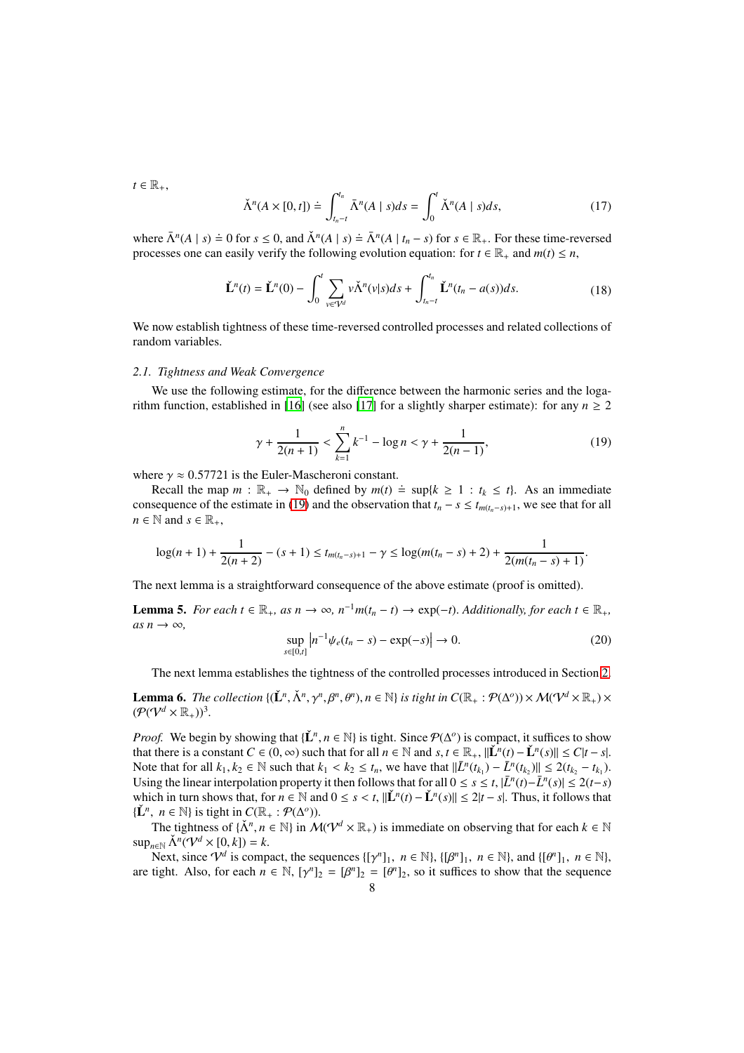$t \in \mathbb{R}_+$,

$$\check{\Lambda}^n(A \times [0,t]) \doteq \int_{t_n - t}^{t_n} \bar{\Lambda}^n(A \mid s)ds = \int_0^t \check{\Lambda}^n(A \mid s)ds, \tag{17}$$

where $\bar{\Lambda}^n(A \mid s) \doteq 0$ for $s \leq 0$, and $\check{\Lambda}^n(A \mid s) \doteq \bar{\Lambda}^n(A \mid t_n - s)$ for $s \in \mathbb{R}_+$. For these time-reversed processes one can easily verify the following evolution equation: for $t \in \mathbb{R}_+$ and $m(t) \leq n$,

$$\check{\mathbf{L}}^n(t) = \check{\mathbf{L}}^n(0) - \int_0^t \sum_{v \in \mathcal{V}^d} v\check{\Lambda}^n(v|s)ds + \int_{t_n - t}^{t_n} \check{\mathbf{L}}^n(t_n - a(s))ds. \tag{18}$$

We now establish tightness of these time-reversed controlled processes and related collections of random variables.

### 2.1. Tightness and Weak Convergence

We use the following estimate, for the difference between the harmonic series and the logarithm function, established in [16] (see also [17] for a slightly sharper estimate): for any $n \geq 2$

$$\gamma + \frac{1}{2(n+1)} < \sum_{k=1}^n k^{-1} - \log n < \gamma + \frac{1}{2(n-1)}, \tag{19}$$

where $\gamma \approx 0.57721$ is the Euler-Mascheroni constant.

Recall the map $m : \mathbb{R}_+ \to \mathbb{N}_0$ defined by $m(t) \doteq \sup\{k \geq 1 : t_k \leq t\}$. As an immediate consequence of the estimate in (19) and the observation that $t_n - s \leq t_{m(t_n - s)+1}$, we see that for all $n \in \mathbb{N}$ and $s \in \mathbb{R}_+$,

$$\log(n+1) + \frac{1}{2(n+2)} - (s+1) \leq t_{m(t_n - s)+1} - \gamma \leq \log(m(t_n - s) + 2) + \frac{1}{2(m(t_n - s) + 1)}.$$

The next lemma is a straightforward consequence of the above estimate (proof is omitted).

**Lemma 5.** *For each $t \in \mathbb{R}_+$, as $n \to \infty$, $n^{-1}m(t_n - t) \to \exp(-t)$. Additionally, for each $t \in \mathbb{R}_+$, as $n \to \infty$,*

$$\sup_{s \in [0,t]} \left| n^{-1}\psi_e(t_n - s) - \exp(-s) \right| \to 0. \tag{20}$$

The next lemma establishes the tightness of the controlled processes introduced in Section 2.

**Lemma 6.** *The collection $\{(\check{\mathbf{L}}^n, \check{\Lambda}^n, \gamma^n, \beta^n, \theta^n), n \in \mathbb{N}\}$ is tight in $C(\mathbb{R}_+ : \mathcal{P}(\Delta^o)) \times \mathcal{M}(\mathcal{V}^d \times \mathbb{R}_+) \times (\mathcal{P}(\mathcal{V}^d \times \mathbb{R}_+))^3$.*

*Proof.* We begin by showing that $\{\check{\mathbf{L}}^n, n \in \mathbb{N}\}$ is tight. Since $\mathcal{P}(\Delta^o)$ is compact, it suffices to show that there is a constant $C \in (0, \infty)$ such that for all $n \in \mathbb{N}$ and $s, t \in \mathbb{R}_+$, $\|\check{\mathbf{L}}^n(t) - \check{\mathbf{L}}^n(s)\| \leq C|t - s|$. Note that for all $k_1, k_2 \in \mathbb{N}$ such that $k_1 < k_2 \leq t_n$, we have that $\|\bar{L}^n(t_{k_1}) - \bar{L}^n(t_{k_2})\| \leq 2(t_{k_2} - t_{k_1})$. Using the linear interpolation property it then follows that for all $0 \leq s \leq t$, $|\bar{L}^n(t) - \bar{L}^n(s)| \leq 2(t - s)$ which in turn shows that, for $n \in \mathbb{N}$ and $0 \leq s < t$, $\|\check{\mathbf{L}}^n(t) - \check{\mathbf{L}}^n(s)\| \leq 2|t - s|$. Thus, it follows that $\{\check{\mathbf{L}}^n,\ n \in \mathbb{N}\}$ is tight in $C(\mathbb{R}_+ : \mathcal{P}(\Delta^o))$.

The tightness of $\{\check{\Lambda}^n, n \in \mathbb{N}\}$ in $\mathcal{M}(\mathcal{V}^d \times \mathbb{R}_+)$ is immediate on observing that for each $k \in \mathbb{N}$ $\sup_{n \in \mathbb{N}} \check{\Lambda}^n(\mathcal{V}^d \times [0, k]) = k$.

Next, since $\mathcal{V}^d$ is compact, the sequences $\{[\gamma^n]_1,\ n \in \mathbb{N}\}$, $\{[\beta^n]_1,\ n \in \mathbb{N}\}$, and $\{[\theta^n]_1,\ n \in \mathbb{N}\}$, are tight. Also, for each $n \in \mathbb{N}$, $[\gamma^n]_2 = [\beta^n]_2 = [\theta^n]_2$, so it suffices to show that the sequence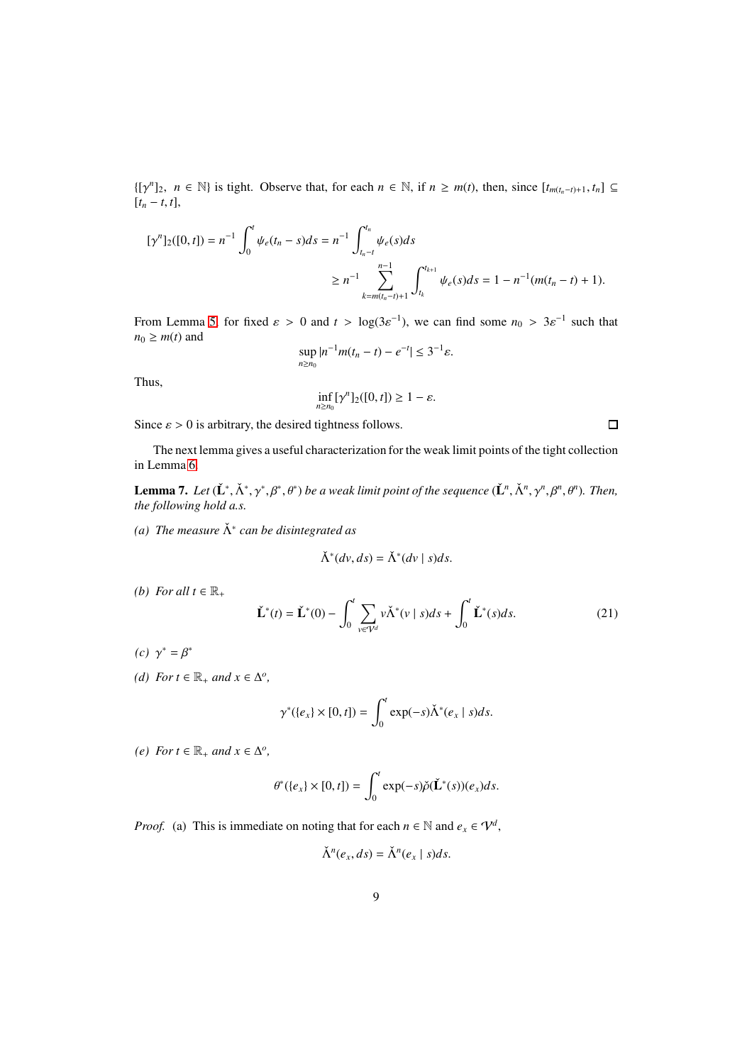$\{[\gamma^n]_2,\ n \in \mathbb{N}\}$ is tight. Observe that, for each $n \in \mathbb{N}$, if $n \geq m(t)$, then, since $[t_{m(t_n-t)+1}, t_n] \subseteq [t_n - t, t]$,

$$
\begin{aligned}
[\gamma^n]_2([0,t]) = n^{-1} \int_0^t \psi_e(t_n - s) ds &= n^{-1} \int_{t_n - t}^{t_n} \psi_e(s) ds \\
&\geq n^{-1} \sum_{k=m(t_n-t)+1}^{n-1} \int_{t_k}^{t_{k+1}} \psi_e(s) ds = 1 - n^{-1}(m(t_n - t) + 1).
\end{aligned}
$$

From Lemma 5, for fixed $\varepsilon > 0$ and $t > \log(3\varepsilon^{-1})$, we can find some $n_0 > 3\varepsilon^{-1}$ such that $n_0 \geq m(t)$ and

$$
\sup_{n \geq n_0} |n^{-1} m(t_n - t) - e^{-t}| \leq 3^{-1}\varepsilon.
$$

Thus,

$$
\inf_{n \geq n_0} [\gamma^n]_2([0,t]) \geq 1 - \varepsilon.
$$

Since $\varepsilon > 0$ is arbitrary, the desired tightness follows. ☐

The next lemma gives a useful characterization for the weak limit points of the tight collection in Lemma 6.

**Lemma 7.** *Let $(\check{\mathbf{L}}^*, \check{\Lambda}^*, \gamma^*, \beta^*, \theta^*)$ be a weak limit point of the sequence $(\check{\mathbf{L}}^n, \check{\Lambda}^n, \gamma^n, \beta^n, \theta^n)$. Then, the following hold a.s.*

*(a) The measure $\check{\Lambda}^*$ can be disintegrated as*

$$
\check{\Lambda}^*(dv, ds) = \check{\Lambda}^*(dv \mid s) ds.
$$

*(b) For all $t \in \mathbb{R}_+$*

$$
\check{\mathbf{L}}^*(t) = \check{\mathbf{L}}^*(0) - \int_0^t \sum_{v \in \mathcal{V}^d} v \check{\Lambda}^*(v \mid s) ds + \int_0^t \check{\mathbf{L}}^*(s) ds. \tag{21}
$$

*(c) $\gamma^* = \beta^*$*

*(d) For $t \in \mathbb{R}_+$ and $x \in \Delta^o$,*

$$
\gamma^*(\{e_x\} \times [0,t]) = \int_0^t \exp(-s) \check{\Lambda}^*(e_x \mid s) ds.
$$

*(e) For $t \in \mathbb{R}_+$ and $x \in \Delta^o$,*

$$
\theta^*(\{e_x\} \times [0,t]) = \int_0^t \exp(-s) \check{\rho}(\check{\mathbf{L}}^*(s))(e_x) ds.
$$

*Proof.* (a) This is immediate on noting that for each $n \in \mathbb{N}$ and $e_x \in \mathcal{V}^d$,

$$
\check{\Lambda}^n(e_x, ds) = \check{\Lambda}^n(e_x \mid s) ds.
$$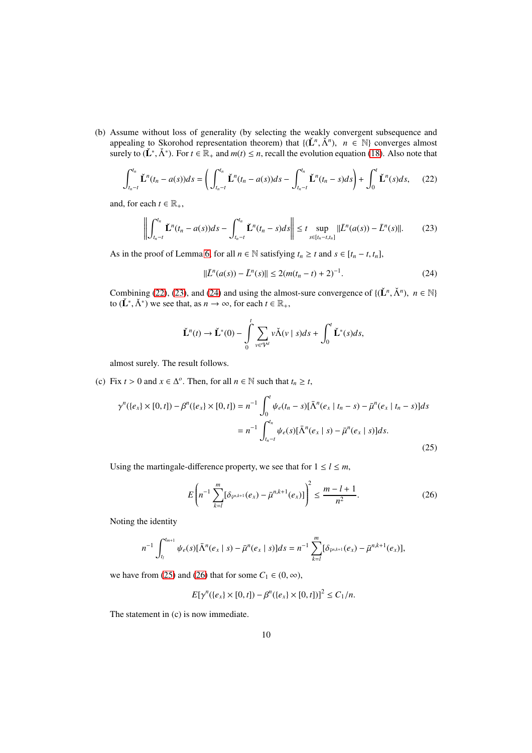(b) Assume without loss of generality (by selecting the weakly convergent subsequence and appealing to Skorohod representation theorem) that $\{(\check{\mathbf{L}}^n, \check{\Lambda}^n),\ \ n \in \mathbb{N}\}$ converges almost surely to $(\check{\mathbf{L}}^*, \check{\Lambda}^*)$. For $t \in \mathbb{R}_+$ and $m(t) \le n$, recall the evolution equation (18). Also note that

$$\int_{t_n-t}^{t_n} \check{\mathbf{L}}^n(t_n - a(s))ds = \left( \int_{t_n-t}^{t_n} \check{\mathbf{L}}^n(t_n - a(s))ds - \int_{t_n-t}^{t_n} \check{\mathbf{L}}^n(t_n - s)ds \right) + \int_0^t \check{\mathbf{L}}^n(s)ds, \tag{22}$$

and, for each $t \in \mathbb{R}_+$,

$$\left\| \int_{t_n-t}^{t_n} \check{\mathbf{L}}^n(t_n - a(s))ds - \int_{t_n-t}^{t_n} \check{\mathbf{L}}^n(t_n - s)ds \right\| \le t \sup_{s\in[t_n-t,t_n]} \|\bar{L}^n(a(s)) - \bar{L}^n(s)\|. \tag{23}$$

As in the proof of Lemma 6, for all $n \in \mathbb{N}$ satisfying $t_n \ge t$ and $s \in [t_n - t, t_n]$,

$$\|\bar{L}^n(a(s)) - \bar{L}^n(s)\| \le 2(m(t_n - t) + 2)^{-1}. \tag{24}$$

Combining (22), (23), and (24) and using the almost-sure convergence of $\{(\check{\mathbf{L}}^n, \check{\Lambda}^n),\ \ n \in \mathbb{N}\}$ to $(\check{\mathbf{L}}^*, \check{\Lambda}^*)$ we see that, as $n \to \infty$, for each $t \in \mathbb{R}_+$,

$$\check{\mathbf{L}}^n(t) \to \check{\mathbf{L}}^*(0) - \int_0^t \sum_{v\in\mathcal{V}^d} v\check{\Lambda}(v \mid s)ds + \int_0^t \check{\mathbf{L}}^*(s)ds,$$

almost surely. The result follows.

(c) Fix $t > 0$ and $x \in \Delta^o$. Then, for all $n \in \mathbb{N}$ such that $t_n \ge t$,

$$\begin{aligned}\gamma^n(\{e_x\} \times [0,t]) - \beta^n(\{e_x\} \times [0,t]) &= n^{-1} \int_0^t \psi_e(t_n - s)[\bar{\Lambda}^n(e_x \mid t_n - s) - \bar{\mu}^n(e_x \mid t_n - s)]ds \\ &= n^{-1} \int_{t_n-t}^{t_n} \psi_e(s)[\bar{\Lambda}^n(e_x \mid s) - \bar{\mu}^n(e_x \mid s)]ds.\end{aligned} \tag{25}$$

Using the martingale-difference property, we see that for $1 \le l \le m$,

$$E\left(n^{-1} \sum_{k=l}^{m} [\delta_{\bar{\gamma}^{n,k+1}}(e_x) - \bar{\mu}^{n,k+1}(e_x)]\right)^2 \le \frac{m - l + 1}{n^2}. \tag{26}$$

Noting the identity

$$n^{-1} \int_{t_l}^{t_{m+1}} \psi_e(s)[\bar{\Lambda}^n(e_x \mid s) - \bar{\mu}^n(e_x \mid s)]ds = n^{-1} \sum_{k=l}^{m} [\delta_{\bar{\gamma}^{n,k+1}}(e_x) - \bar{\mu}^{n,k+1}(e_x)],$$

we have from (25) and (26) that for some $C_1 \in (0, \infty)$,

$$E[\gamma^n(\{e_x\} \times [0,t]) - \beta^n(\{e_x\} \times [0,t])]^2 \le C_1/n.$$

The statement in (c) is now immediate.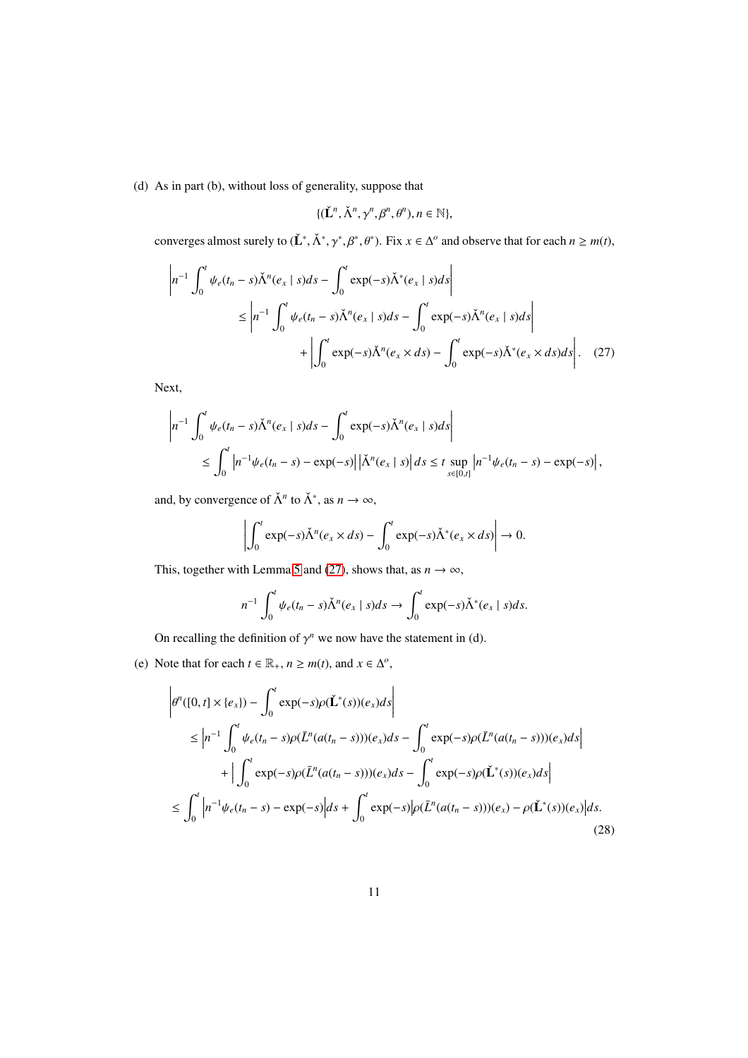(d) As in part (b), without loss of generality, suppose that

$$\{(\check{\mathbf{L}}^n, \check{\Lambda}^n, \gamma^n, \beta^n, \theta^n), n \in \mathbb{N}\},$$

converges almost surely to $(\check{\mathbf{L}}^*, \check{\Lambda}^*, \gamma^*, \beta^*, \theta^*)$. Fix $x \in \Delta^o$ and observe that for each $n \geq m(t)$,

$$\begin{aligned}
&\left| n^{-1} \int_0^t \psi_e(t_n - s) \check{\Lambda}^n(e_x \mid s) ds - \int_0^t \exp(-s) \check{\Lambda}^*(e_x \mid s) ds \right| \\
&\quad \leq \left| n^{-1} \int_0^t \psi_e(t_n - s) \check{\Lambda}^n(e_x \mid s) ds - \int_0^t \exp(-s) \check{\Lambda}^n(e_x \mid s) ds \right| \\
&\qquad + \left| \int_0^t \exp(-s) \check{\Lambda}^n(e_x \times ds) - \int_0^t \exp(-s) \check{\Lambda}^*(e_x \times ds) ds \right|. \quad (27)
\end{aligned}$$

Next,

$$\begin{aligned}
&\left| n^{-1} \int_0^t \psi_e(t_n - s) \check{\Lambda}^n(e_x \mid s) ds - \int_0^t \exp(-s) \check{\Lambda}^n(e_x \mid s) ds \right| \\
&\quad \leq \int_0^t \left| n^{-1} \psi_e(t_n - s) - \exp(-s) \right| \left| \check{\Lambda}^n(e_x \mid s) \right| ds \leq t \sup_{s \in [0,t]} \left| n^{-1} \psi_e(t_n - s) - \exp(-s) \right|,
\end{aligned}$$

and, by convergence of $\check{\Lambda}^n$ to $\check{\Lambda}^*$, as $n \to \infty$,

$$\left| \int_0^t \exp(-s) \check{\Lambda}^n(e_x \times ds) - \int_0^t \exp(-s) \check{\Lambda}^*(e_x \times ds) \right| \to 0.$$

This, together with Lemma 5 and (27), shows that, as $n \to \infty$,

$$n^{-1} \int_0^t \psi_e(t_n - s) \check{\Lambda}^n(e_x \mid s) ds \to \int_0^t \exp(-s) \check{\Lambda}^*(e_x \mid s) ds.$$

On recalling the definition of $\gamma^n$ we now have the statement in (d).

(e) Note that for each $t \in \mathbb{R}_+$, $n \geq m(t)$, and $x \in \Delta^o$,

$$\begin{aligned}
&\left| \theta^n([0,t] \times \{e_x\}) - \int_0^t \exp(-s) \rho(\check{\mathbf{L}}^*(s))(e_x) ds \right| \\
&\quad \leq \left| n^{-1} \int_0^t \psi_e(t_n - s) \rho(\bar{L}^n(a(t_n - s)))(e_x) ds - \int_0^t \exp(-s) \rho(\bar{L}^n(a(t_n - s)))(e_x) ds \right| \\
&\qquad + \left| \int_0^t \exp(-s) \rho(\bar{L}^n(a(t_n - s)))(e_x) ds - \int_0^t \exp(-s) \rho(\check{\mathbf{L}}^*(s))(e_x) ds \right| \\
&\quad \leq \int_0^t \left| n^{-1} \psi_e(t_n - s) - \exp(-s) \right| ds + \int_0^t \exp(-s) \left| \rho(\bar{L}^n(a(t_n - s)))(e_x) - \rho(\check{\mathbf{L}}^*(s))(e_x) \right| ds.
\end{aligned} \quad (28)$$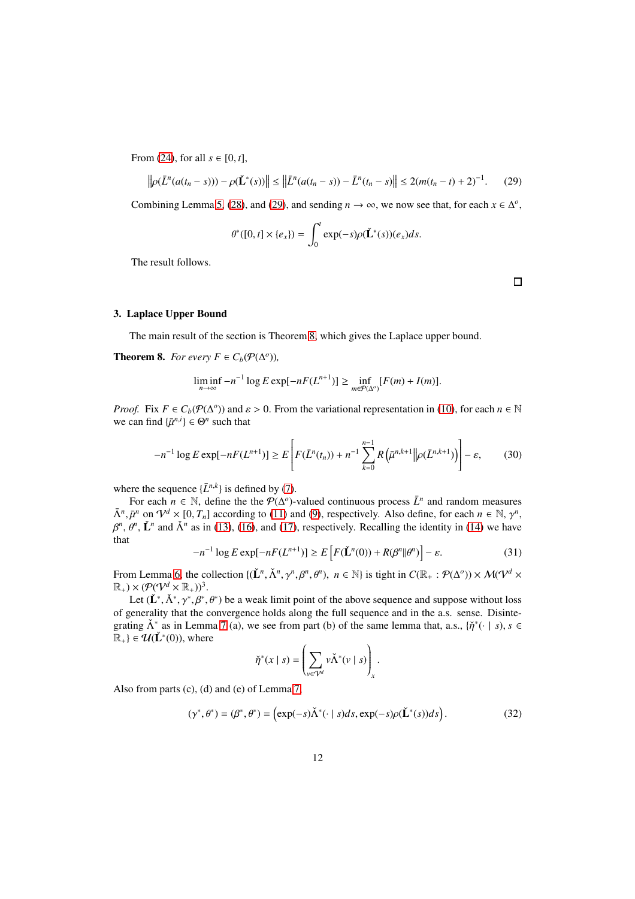From (24), for all $s \in [0, t]$,

$$\left\| \rho(\bar{L}^n(a(t_n - s))) - \rho(\check{\mathbf{L}}^*(s)) \right\| \leq \left\| \bar{L}^n(a(t_n - s)) - \bar{L}^n(t_n - s) \right\| \leq 2(m(t_n - t) + 2)^{-1}. \tag{29}$$

Combining Lemma 5, (28), and (29), and sending $n \to \infty$, we now see that, for each $x \in \Delta^o$,

$$\theta^*([0, t] \times \{e_x\}) = \int_0^t \exp(-s)\rho(\check{\mathbf{L}}^*(s))(e_x)ds.$$

The result follows.

□

## 3. Laplace Upper Bound

The main result of the section is Theorem 8, which gives the Laplace upper bound.

**Theorem 8.** *For every $F \in C_b(\mathcal{P}(\Delta^o))$,*

$$\liminf_{n\to\infty} -n^{-1} \log E \exp[-nF(L^{n+1})] \geq \inf_{m\in\mathcal{P}(\Delta^o)} [F(m) + I(m)].$$

*Proof.* Fix $F \in C_b(\mathcal{P}(\Delta^o))$ and $\varepsilon > 0$. From the variational representation in (10), for each $n \in \mathbb{N}$ we can find $\{\bar{\mu}^{n,i}\} \in \Theta^n$ such that

$$-n^{-1} \log E \exp[-nF(L^{n+1})] \geq E\left[ F(\bar{L}^n(t_n)) + n^{-1} \sum_{k=0}^{n-1} R\left(\bar{\mu}^{n,k+1} \middle\| \rho(\bar{L}^{n,k+1})\right) \right] - \varepsilon, \tag{30}$$

where the sequence $\{\bar{L}^{n,k}\}$ is defined by (7).

For each $n \in \mathbb{N}$, define the the $\mathcal{P}(\Delta^o)$-valued continuous process $\bar{L}^n$ and random measures $\bar{\Lambda}^n, \bar{\mu}^n$ on $\mathcal{V}^d \times [0, T_n]$ according to (11) and (9), respectively. Also define, for each $n \in \mathbb{N}$, $\gamma^n$, $\beta^n$, $\theta^n$, $\check{\mathbf{L}}^n$ and $\check{\Lambda}^n$ as in (13), (16), and (17), respectively. Recalling the identity in (14) we have that

$$-n^{-1} \log E \exp[-nF(L^{n+1})] \geq E\left[ F(\check{\mathbf{L}}^n(0)) + R(\beta^n \| \theta^n) \right] - \varepsilon. \tag{31}$$

From Lemma 6, the collection $\{(\check{\mathbf{L}}^n, \check{\Lambda}^n, \gamma^n, \beta^n, \theta^n),\ n \in \mathbb{N}\}$ is tight in $C(\mathbb{R}_+ : \mathcal{P}(\Delta^o)) \times \mathcal{M}(\mathcal{V}^d \times \mathbb{R}_+) \times (\mathcal{P}(\mathcal{V}^d \times \mathbb{R}_+))^3$.

Let $(\check{\mathbf{L}}^*, \check{\Lambda}^*, \gamma^*, \beta^*, \theta^*)$ be a weak limit point of the above sequence and suppose without loss of generality that the convergence holds along the full sequence and in the a.s. sense. Disintegrating $\check{\Lambda}^*$ as in Lemma 7 (a), we see from part (b) of the same lemma that, a.s., $\{\check{\eta}^*(\cdot \mid s), s \in \mathbb{R}_+\} \in \mathcal{U}(\check{\mathbf{L}}^*(0))$, where

$$\check{\eta}^*(x \mid s) = \left( \sum_{v\in\mathcal{V}^d} v\check{\Lambda}^*(v \mid s) \right)_x.$$

Also from parts (c), (d) and (e) of Lemma 7,

$$(\gamma^*, \theta^*) = (\beta^*, \theta^*) = \left(\exp(-s)\check{\Lambda}^*(\cdot \mid s)ds, \exp(-s)\rho(\check{\mathbf{L}}^*(s))ds\right). \tag{32}$$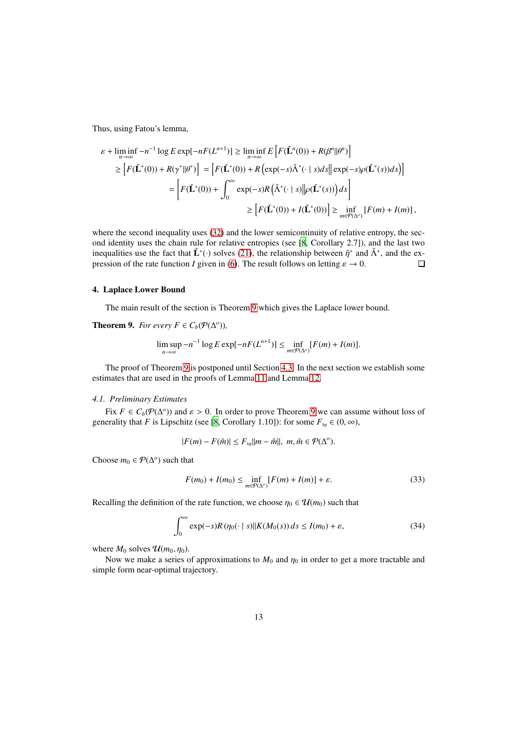Thus, using Fatou's lemma,

$$
\begin{aligned}
\varepsilon + \liminf_{n\to\infty} -n^{-1} \log E \exp[-nF(L^{n+1})] &\geq \liminf_{n\to\infty} E\left[F(\check{\mathbf{L}}^n(0)) + R(\beta^n \| \theta^n)\right] \\
&\geq \left[F(\check{\mathbf{L}}^*(0)) + R(\gamma^* \| \theta^*)\right] = \left[F(\check{\mathbf{L}}^*(0)) + R\left(\exp(-s)\check{\Lambda}^*(\cdot \mid s) ds \middle\| \exp(-s)\rho(\check{\mathbf{L}}^*(s)) ds\right)\right] \\
&= \left[F(\check{\mathbf{L}}^*(0)) + \int_0^\infty \exp(-s) R\left(\check{\Lambda}^*(\cdot \mid s) \middle\| \rho(\check{\mathbf{L}}^*(s))\right) ds\right] \\
&\geq \left[F(\check{\mathbf{L}}^*(0)) + I(\check{\mathbf{L}}^*(0))\right] \geq \inf_{m \in \mathcal{P}(\Delta^o)} \left[F(m) + I(m)\right],
\end{aligned}
$$

where the second inequality uses (32) and the lower semicontinuity of relative entropy, the second identity uses the chain rule for relative entropies (see [8, Corollary 2.7]), and the last two inequalities use the fact that $\check{\mathbf{L}}^*(\cdot)$ solves (21), the relationship between $\check{\eta}^*$ and $\check{\Lambda}^*$, and the expression of the rate function $I$ given in (6). The result follows on letting $\varepsilon \to 0$. $\square$

## 4. Laplace Lower Bound

The main result of the section is Theorem 9 which gives the Laplace lower bound.

**Theorem 9.** *For every $F \in C_b(\mathcal{P}(\Delta^o))$,*

$$
\limsup_{n\to\infty} -n^{-1} \log E \exp[-nF(L^{n+1})] \leq \inf_{m \in \mathcal{P}(\Delta^o)} [F(m) + I(m)].
$$

The proof of Theorem 9 is postponed until Section 4.3. In the next section we establish some estimates that are used in the proofs of Lemma 11 and Lemma 12.

### *4.1. Preliminary Estimates*

Fix $F \in C_b(\mathcal{P}(\Delta^o))$ and $\varepsilon > 0$. In order to prove Theorem 9 we can assume without loss of generality that $F$ is Lipschitz (see [8, Corollary 1.10]): for some $F_{\text{lip}} \in (0, \infty)$,

$$
|F(m) - F(\tilde{m})| \leq F_{\text{lip}} \|m - \tilde{m}\|, \;\; m, \tilde{m} \in \mathcal{P}(\Delta^o).
$$

Choose $m_0 \in \mathcal{P}(\Delta^o)$ such that

$$
F(m_0) + I(m_0) \leq \inf_{m \in \mathcal{P}(\Delta^o)} [F(m) + I(m)] + \varepsilon. \tag{33}
$$

Recalling the definition of the rate function, we choose $\eta_0 \in \mathcal{U}(m_0)$ such that

$$
\int_0^\infty \exp(-s) R\left(\eta_0(\cdot \mid s) \| K(M_0(s)\right) ds \leq I(m_0) + \varepsilon, \tag{34}
$$

where $M_0$ solves $\mathcal{U}(m_0, \eta_0)$.

Now we make a series of approximations to $M_0$ and $\eta_0$ in order to get a more tractable and simple form near-optimal trajectory.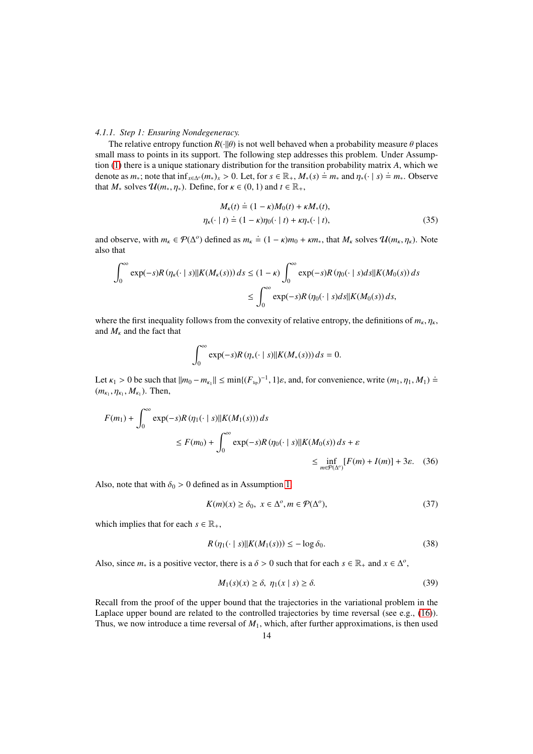#### 4.1.1. *Step 1: Ensuring Nondegeneracy.*

The relative entropy function $R(\cdot\|\theta)$ is not well behaved when a probability measure $\theta$ places small mass to points in its support. The following step addresses this problem. Under Assumption (1) there is a unique stationary distribution for the transition probability matrix $A$, which we denote as $m_*$; note that $\inf_{x\in\Delta^o}(m_*)_x > 0$. Let, for $s \in \mathbb{R}_+$, $M_*(s) \doteq m_*$ and $\eta_*(\cdot \mid s) \doteq m_*$. Observe that $M_*$ solves $\mathcal{U}(m_*, \eta_*)$. Define, for $\kappa \in (0, 1)$ and $t \in \mathbb{R}_+$,

$$
\begin{aligned}
M_\kappa(t) &\doteq (1-\kappa)M_0(t) + \kappa M_*(t),\\
\eta_\kappa(\cdot \mid t) &\doteq (1-\kappa)\eta_0(\cdot \mid t) + \kappa\eta_*(\cdot \mid t),
\end{aligned} \tag{35}
$$

and observe, with $m_\kappa \in \mathcal{P}(\Delta^o)$ defined as $m_\kappa \doteq (1-\kappa)m_0 + \kappa m_*$, that $M_\kappa$ solves $\mathcal{U}(m_\kappa, \eta_\kappa)$. Note also that

$$
\begin{aligned}
\int_0^\infty \exp(-s)R\left(\eta_\kappa(\cdot \mid s)\|K(M_\kappa(s))\right)ds &\le (1-\kappa)\int_0^\infty \exp(-s)R\left(\eta_0(\cdot \mid s)ds\|K(M_0(s)\right)ds\\
&\le \int_0^\infty \exp(-s)R\left(\eta_0(\cdot \mid s)ds\|K(M_0(s)\right)ds,
\end{aligned}
$$

where the first inequality follows from the convexity of relative entropy, the definitions of $m_\kappa, \eta_\kappa$, and $M_\kappa$ and the fact that

$$
\int_0^\infty \exp(-s)R\left(\eta_*(\cdot \mid s)\|K(M_*(s))\right)ds = 0.
$$

Let $\kappa_1 > 0$ be such that $\|m_0 - m_{\kappa_1}\| \le \min\{(F_{\text{lip}})^{-1}, 1\}\varepsilon$, and, for convenience, write $(m_1, \eta_1, M_1) \doteq (m_{\kappa_1}, \eta_{\kappa_1}, M_{\kappa_1})$. Then,

$$
\begin{aligned}
F(m_1) + \int_0^\infty &\exp(-s)R\left(\eta_1(\cdot \mid s)\|K(M_1(s))\right)ds\\
&\le F(m_0) + \int_0^\infty \exp(-s)R\left(\eta_0(\cdot \mid s)\|K(M_0(s)\right)ds + \varepsilon\\
&\le \inf_{m\in\mathcal{P}(\Delta^o)}[F(m) + I(m)] + 3\varepsilon.
\end{aligned} \tag{36}
$$

Also, note that with $\delta_0 > 0$ defined as in Assumption 1

$$
K(m)(x) \ge \delta_0,\ \ x \in \Delta^o, m \in \mathcal{P}(\Delta^o), \tag{37}
$$

which implies that for each $s \in \mathbb{R}_+$,

$$
R\left(\eta_1(\cdot \mid s)\|K(M_1(s))\right) \le -\log\delta_0. \tag{38}
$$

Also, since $m_*$ is a positive vector, there is a $\delta > 0$ such that for each $s \in \mathbb{R}_+$ and $x \in \Delta^o$,

$$
M_1(s)(x) \ge \delta,\ \ \eta_1(x \mid s) \ge \delta. \tag{39}
$$

Recall from the proof of the upper bound that the trajectories in the variational problem in the Laplace upper bound are related to the controlled trajectories by time reversal (see e.g., (16)). Thus, we now introduce a time reversal of $M_1$, which, after further approximations, is then used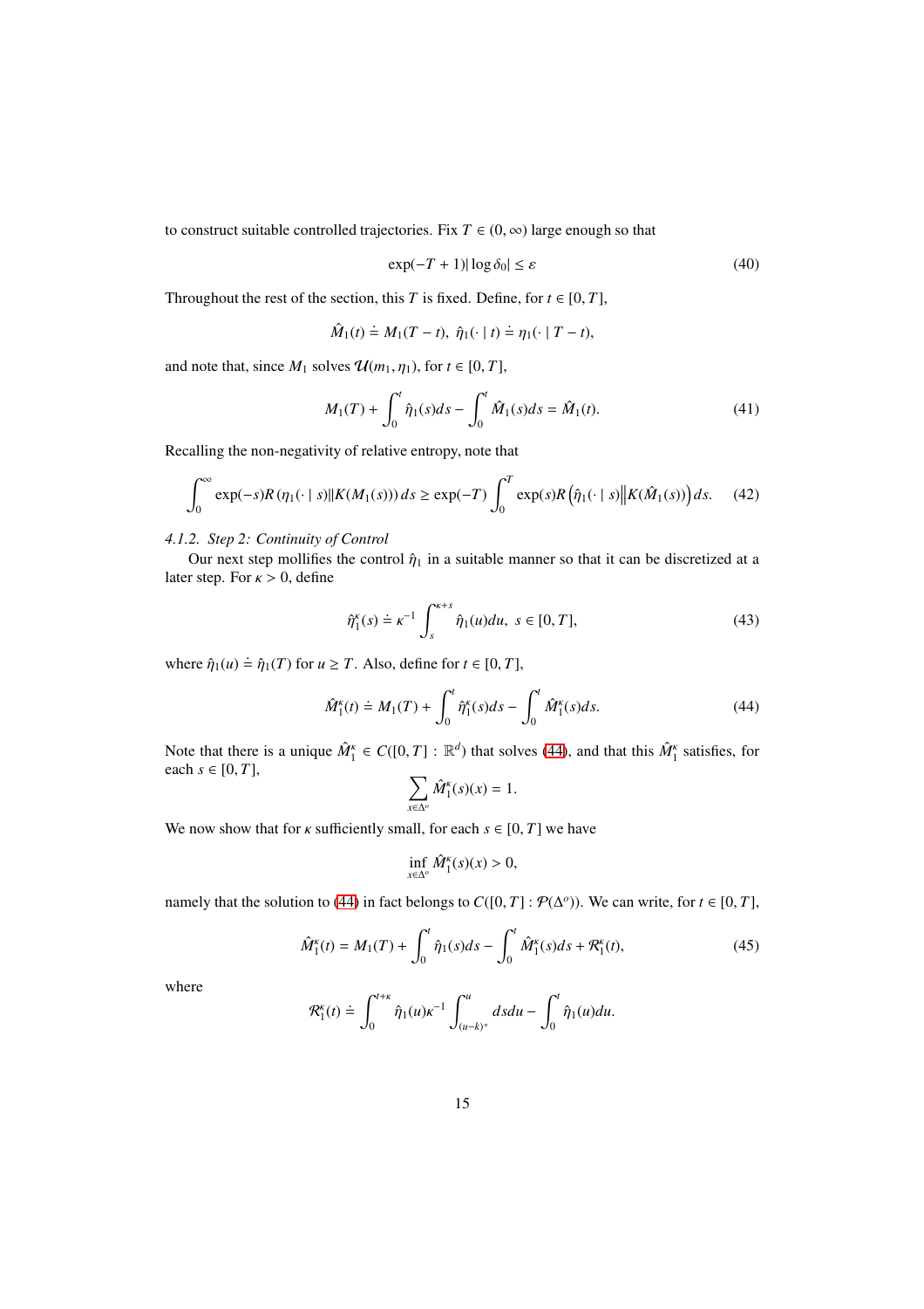to construct suitable controlled trajectories. Fix $T \in (0, \infty)$ large enough so that

$$\exp(-T+1)|\log \delta_0| \le \varepsilon \tag{40}$$

Throughout the rest of the section, this $T$ is fixed. Define, for $t \in [0, T]$,

$$\hat{M}_1(t) \doteq M_1(T-t), \;\; \hat{\eta}_1(\cdot \mid t) \doteq \eta_1(\cdot \mid T-t),$$

and note that, since $M_1$ solves $\mathcal{U}(m_1, \eta_1)$, for $t \in [0, T]$,

$$M_1(T) + \int_0^t \hat{\eta}_1(s) ds - \int_0^t \hat{M}_1(s) ds = \hat{M}_1(t). \tag{41}$$

Recalling the non-negativity of relative entropy, note that

$$\int_0^\infty \exp(-s) R\left(\eta_1(\cdot \mid s) \| K(M_1(s))\right) ds \ge \exp(-T) \int_0^T \exp(s) R\left(\hat{\eta}_1(\cdot \mid s) \middle\| K(\hat{M}_1(s))\right) ds. \tag{42}$$

#### 4.1.2. Step 2: Continuity of Control

Our next step mollifies the control $\hat{\eta}_1$ in a suitable manner so that it can be discretized at a later step. For $\kappa > 0$, define

$$\hat{\eta}_1^\kappa(s) \doteq \kappa^{-1} \int_s^{\kappa+s} \hat{\eta}_1(u) du, \;\; s \in [0, T], \tag{43}$$

where $\hat{\eta}_1(u) \doteq \hat{\eta}_1(T)$ for $u \ge T$. Also, define for $t \in [0, T]$,

$$\hat{M}_1^\kappa(t) \doteq M_1(T) + \int_0^t \hat{\eta}_1^\kappa(s) ds - \int_0^t \hat{M}_1^\kappa(s) ds. \tag{44}$$

Note that there is a unique $\hat{M}_1^\kappa \in C([0, T] : \mathbb{R}^d)$ that solves (44), and that this $\hat{M}_1^\kappa$ satisfies, for each $s \in [0, T]$,

$$\sum_{x \in \Delta^o} \hat{M}_1^\kappa(s)(x) = 1.$$

We now show that for $\kappa$ sufficiently small, for each $s \in [0, T]$ we have

$$\inf_{x \in \Delta^o} \hat{M}_1^\kappa(s)(x) > 0,$$

namely that the solution to (44) in fact belongs to $C([0, T] : \mathcal{P}(\Delta^o))$. We can write, for $t \in [0, T]$,

$$\hat{M}_1^\kappa(t) = M_1(T) + \int_0^t \hat{\eta}_1(s) ds - \int_0^t \hat{M}_1^\kappa(s) ds + \mathcal{R}_1^\kappa(t), \tag{45}$$

where

$$\mathcal{R}_1^\kappa(t) \doteq \int_0^{t+\kappa} \hat{\eta}_1(u) \kappa^{-1} \int_{(u-k)^+}^u ds du - \int_0^t \hat{\eta}_1(u) du.$$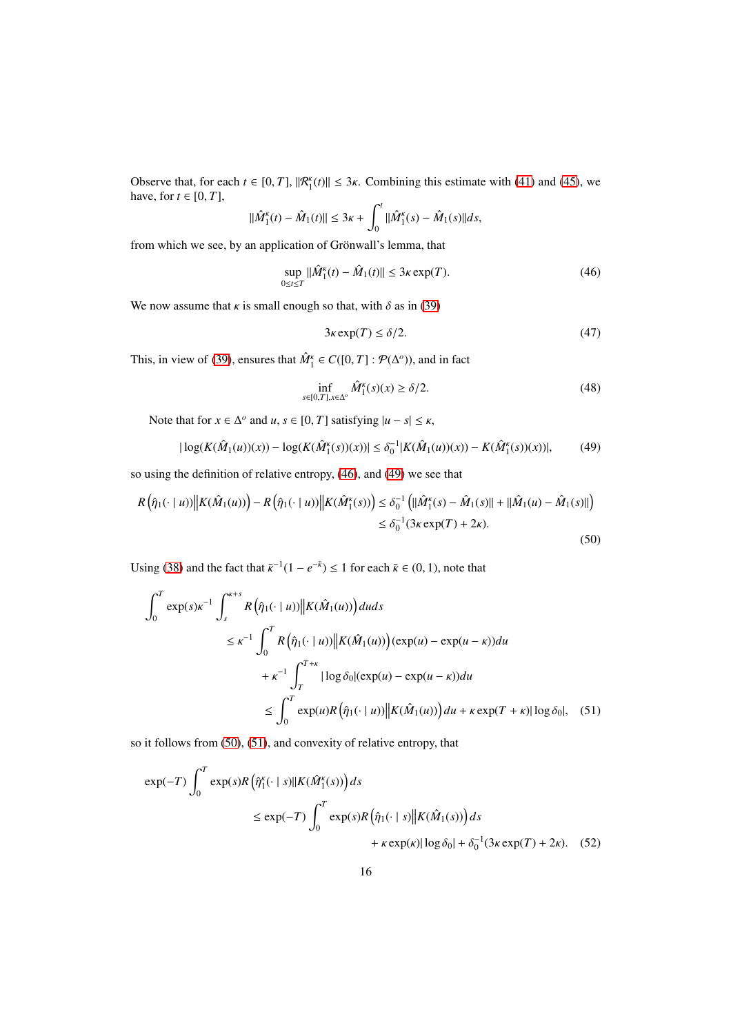Observe that, for each $t \in [0,T]$, $\|\mathcal{R}_1^\kappa(t)\| \le 3\kappa$. Combining this estimate with (41) and (45), we have, for $t \in [0,T]$,

$$\|\hat{M}_1^\kappa(t) - \hat{M}_1(t)\| \le 3\kappa + \int_0^t \|\hat{M}_1^\kappa(s) - \hat{M}_1(s)\| ds,$$

from which we see, by an application of Grönwall's lemma, that

$$\sup_{0\le t\le T} \|\hat{M}_1^\kappa(t) - \hat{M}_1(t)\| \le 3\kappa \exp(T). \tag{46}$$

We now assume that $\kappa$ is small enough so that, with $\delta$ as in (39)

$$3\kappa \exp(T) \le \delta/2. \tag{47}$$

This, in view of (39), ensures that $\hat{M}_1^\kappa \in C([0,T] : \mathcal{P}(\Delta^o))$, and in fact

$$\inf_{s\in[0,T], x\in\Delta^o} \hat{M}_1^\kappa(s)(x) \ge \delta/2. \tag{48}$$

Note that for $x \in \Delta^o$ and $u, s \in [0,T]$ satisfying $|u-s| \le \kappa$,

$$|\log(K(\hat{M}_1(u))(x)) - \log(K(\hat{M}_1^\kappa(s))(x))| \le \delta_0^{-1} |K(\hat{M}_1(u))(x)) - K(\hat{M}_1^\kappa(s))(x))|, \tag{49}$$

so using the definition of relative entropy, (46), and (49) we see that

$$\begin{aligned}
R\left(\hat{\eta}_1(\cdot \mid u)\middle\| K(\hat{M}_1(u))\right) - R\left(\hat{\eta}_1(\cdot \mid u)\middle\| K(\hat{M}_1^\kappa(s))\right) &\le \delta_0^{-1}\left(\|\hat{M}_1^\kappa(s) - \hat{M}_1(s)\| + \|\hat{M}_1(u) - \hat{M}_1(s)\|\right) \\
&\le \delta_0^{-1}(3\kappa \exp(T) + 2\kappa).
\end{aligned} \tag{50}$$

Using (38) and the fact that $\bar{\kappa}^{-1}(1-e^{-\bar{\kappa}}) \le 1$ for each $\bar{\kappa} \in (0,1)$, note that

$$\begin{aligned}
\int_0^T \exp(s)\kappa^{-1} \int_s^{\kappa+s} R\left(\hat{\eta}_1(\cdot \mid u)\middle\| K(\hat{M}_1(u))\right) du ds \\
\le \kappa^{-1} \int_0^T R\left(\hat{\eta}_1(\cdot \mid u)\middle\| K(\hat{M}_1(u))\right) (\exp(u) - \exp(u-\kappa)) du \\
+ \kappa^{-1} \int_T^{T+\kappa} |\log \delta_0| (\exp(u) - \exp(u-\kappa)) du \\
\le \int_0^T \exp(u) R\left(\hat{\eta}_1(\cdot \mid u)\middle\| K(\hat{M}_1(u))\right) du + \kappa \exp(T+\kappa) |\log \delta_0|,
\end{aligned} \tag{51}$$

so it follows from (50), (51), and convexity of relative entropy, that

$$\begin{aligned}
\exp(-T) \int_0^T \exp(s) R\left(\hat{\eta}_1^\kappa(\cdot \mid s) \| K(\hat{M}_1^\kappa(s))\right) ds \\
\le \exp(-T) \int_0^T \exp(s) R\left(\hat{\eta}_1(\cdot \mid s)\middle\| K(\hat{M}_1(s))\right) ds \\
+ \kappa \exp(\kappa) |\log \delta_0| + \delta_0^{-1}(3\kappa \exp(T) + 2\kappa).
\end{aligned} \tag{52}$$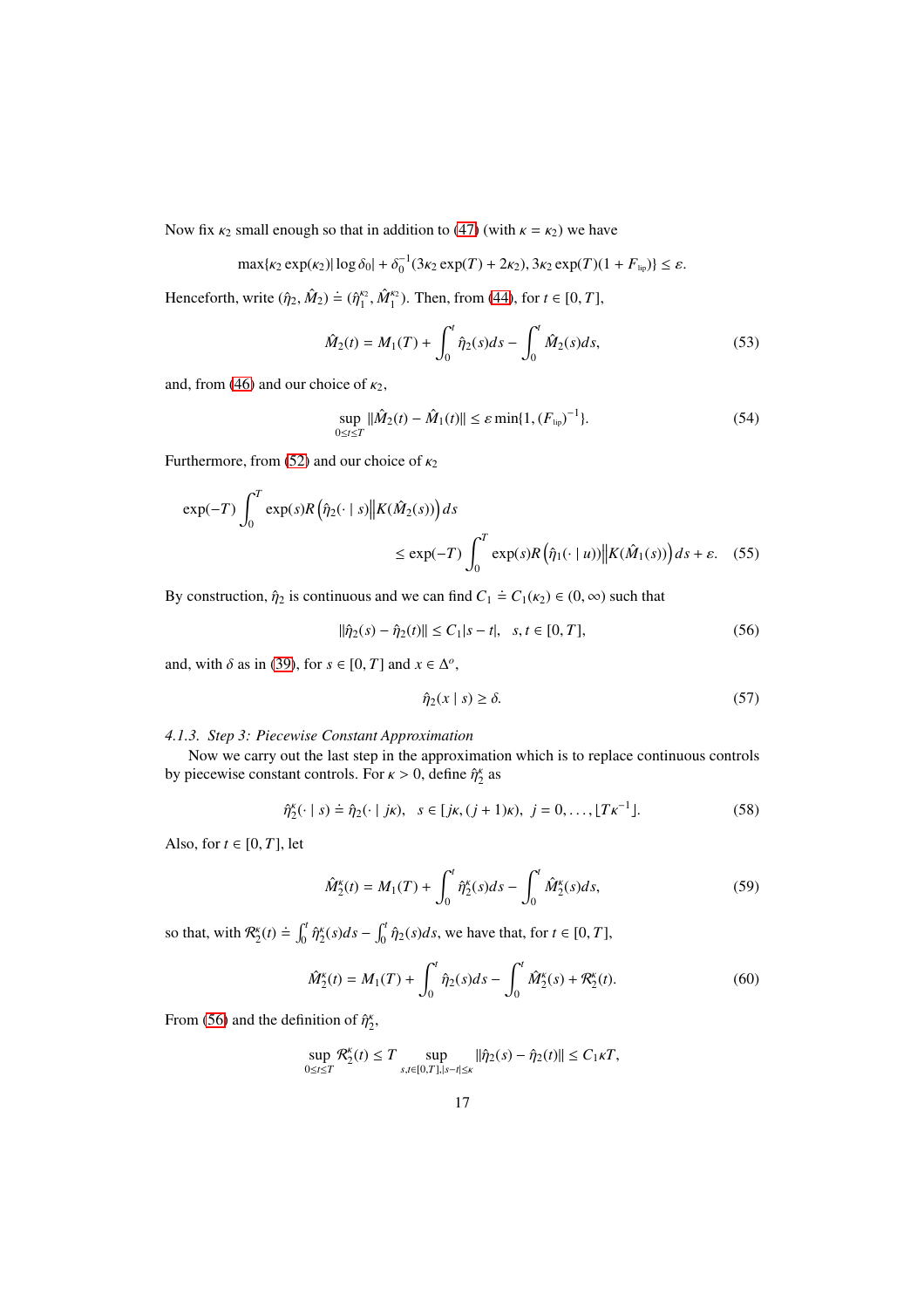Now fix $\kappa_2$ small enough so that in addition to (47) (with $\kappa = \kappa_2$) we have

$$\max\{\kappa_2 \exp(\kappa_2)|\log \delta_0| + \delta_0^{-1}(3\kappa_2 \exp(T) + 2\kappa_2), 3\kappa_2 \exp(T)(1 + F_{\text{lip}})\} \leq \varepsilon.$$

Henceforth, write $(\hat{\eta}_2, \hat{M}_2) \doteq (\hat{\eta}_1^{\kappa_2}, \hat{M}_1^{\kappa_2})$. Then, from (44), for $t \in [0, T]$,

$$\hat{M}_2(t) = M_1(T) + \int_0^t \hat{\eta}_2(s)ds - \int_0^t \hat{M}_2(s)ds, \tag{53}$$

and, from (46) and our choice of $\kappa_2$,

$$\sup_{0 \leq t \leq T} \|\hat{M}_2(t) - \hat{M}_1(t)\| \leq \varepsilon \min\{1, (F_{\text{lip}})^{-1}\}. \tag{54}$$

Furthermore, from (52) and our choice of $\kappa_2$

$$\exp(-T) \int_0^T \exp(s) R\left(\hat{\eta}_2(\cdot \mid s)\middle\| K(\hat{M}_2(s))\right) ds \\ \leq \exp(-T) \int_0^T \exp(s) R\left(\hat{\eta}_1(\cdot \mid u)\middle\| K(\hat{M}_1(s))\right) ds + \varepsilon. \tag{55}$$

By construction, $\hat{\eta}_2$ is continuous and we can find $C_1 \doteq C_1(\kappa_2) \in (0, \infty)$ such that

$$\|\hat{\eta}_2(s) - \hat{\eta}_2(t)\| \leq C_1|s - t|, \quad s, t \in [0, T], \tag{56}$$

and, with $\delta$ as in (39), for $s \in [0, T]$ and $x \in \Delta^o$,

$$\hat{\eta}_2(x \mid s) \geq \delta. \tag{57}$$

#### 4.1.3. Step 3: Piecewise Constant Approximation

Now we carry out the last step in the approximation which is to replace continuous controls by piecewise constant controls. For $\kappa > 0$, define $\hat{\eta}_2^\kappa$ as

$$\hat{\eta}_2^\kappa(\cdot \mid s) \doteq \hat{\eta}_2(\cdot \mid j\kappa), \quad s \in [j\kappa, (j+1)\kappa), \ j = 0, \ldots, \lfloor T\kappa^{-1} \rfloor. \tag{58}$$

Also, for $t \in [0, T]$, let

$$\hat{M}_2^\kappa(t) = M_1(T) + \int_0^t \hat{\eta}_2^\kappa(s)ds - \int_0^t \hat{M}_2^\kappa(s)ds, \tag{59}$$

so that, with $\mathcal{R}_2^\kappa(t) \doteq \int_0^t \hat{\eta}_2^\kappa(s)ds - \int_0^t \hat{\eta}_2(s)ds$, we have that, for $t \in [0, T]$,

$$\hat{M}_2^\kappa(t) = M_1(T) + \int_0^t \hat{\eta}_2(s)ds - \int_0^t \hat{M}_2^\kappa(s) + \mathcal{R}_2^\kappa(t). \tag{60}$$

From (56) and the definition of $\hat{\eta}_2^\kappa$,

$$\sup_{0 \leq t \leq T} \mathcal{R}_2^\kappa(t) \leq T \sup_{s,t \in [0,T], |s-t| \leq \kappa} \|\hat{\eta}_2(s) - \hat{\eta}_2(t)\| \leq C_1 \kappa T,$$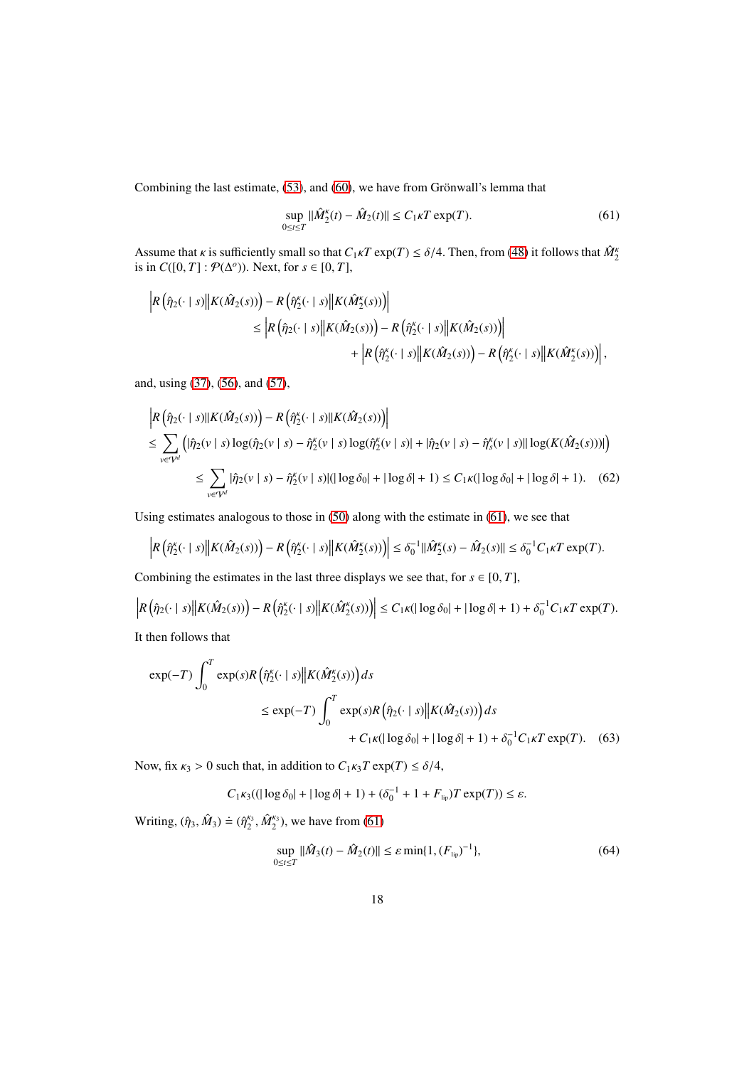Combining the last estimate, (53), and (60), we have from Grönwall's lemma that

$$\sup_{0\le t\le T} \|\hat{M}_2^\kappa(t) - \hat{M}_2(t)\| \le C_1\kappa T \exp(T). \tag{61}$$

Assume that $\kappa$ is sufficiently small so that $C_1\kappa T\exp(T) \le \delta/4$. Then, from (48) it follows that $\hat{M}_2^\kappa$ is in $C([0,T] : \mathcal{P}(\Delta^o))$. Next, for $s \in [0,T]$,

$$\begin{aligned}
&\left| R\left(\hat{\eta}_2(\cdot \mid s)\middle\| K(\hat{M}_2(s))\right) - R\left(\hat{\eta}_2^\kappa(\cdot \mid s)\middle\| K(\hat{M}_2^\kappa(s))\right)\right| \\
&\qquad \le \left| R\left(\hat{\eta}_2(\cdot \mid s)\middle\| K(\hat{M}_2(s))\right) - R\left(\hat{\eta}_2^\kappa(\cdot \mid s)\middle\| K(\hat{M}_2(s))\right)\right| \\
&\qquad\qquad + \left| R\left(\hat{\eta}_2^\kappa(\cdot \mid s)\middle\| K(\hat{M}_2(s))\right) - R\left(\hat{\eta}_2^\kappa(\cdot \mid s)\middle\| K(\hat{M}_2^\kappa(s))\right)\right|,
\end{aligned}$$

and, using (37), (56), and (57),

$$\begin{aligned}
&\left| R\left(\hat{\eta}_2(\cdot \mid s)\| K(\hat{M}_2(s))\right) - R\left(\hat{\eta}_2^\kappa(\cdot \mid s)\| K(\hat{M}_2(s))\right)\right| \\
&\le \sum_{v\in\mathcal{V}^d} \left( |\hat{\eta}_2(v \mid s)\log(\hat{\eta}_2(v \mid s) - \hat{\eta}_2^\kappa(v \mid s)\log(\hat{\eta}_2^\kappa(v \mid s)| + |\hat{\eta}_2(v \mid s) - \hat{\eta}_s^\kappa(v \mid s)||\log(K(\hat{M}_2(s)))|\right) \\
&\qquad \le \sum_{v\in\mathcal{V}^d} |\hat{\eta}_2(v \mid s) - \hat{\eta}_2^\kappa(v \mid s)|(|\log\delta_0| + |\log\delta| + 1) \le C_1\kappa(|\log\delta_0| + |\log\delta| + 1).
\end{aligned} \tag{62}$$

Using estimates analogous to those in (50) along with the estimate in (61), we see that

$$\left| R\left(\hat{\eta}_2^\kappa(\cdot \mid s)\middle\| K(\hat{M}_2(s))\right) - R\left(\hat{\eta}_2^\kappa(\cdot \mid s)\middle\| K(\hat{M}_2^\kappa(s))\right)\right| \le \delta_0^{-1}\|\hat{M}_2^\kappa(s) - \hat{M}_2(s)\| \le \delta_0^{-1}C_1\kappa T\exp(T).$$

Combining the estimates in the last three displays we see that, for $s \in [0,T]$,

$$\left| R\left(\hat{\eta}_2(\cdot \mid s)\middle\| K(\hat{M}_2(s))\right) - R\left(\hat{\eta}_2^\kappa(\cdot \mid s)\middle\| K(\hat{M}_2^\kappa(s))\right)\right| \le C_1\kappa(|\log\delta_0| + |\log\delta| + 1) + \delta_0^{-1}C_1\kappa T\exp(T).$$

It then follows that

$$\begin{aligned}
\exp(-T)&\int_0^T \exp(s) R\left(\hat{\eta}_2^\kappa(\cdot \mid s)\middle\| K(\hat{M}_2^\kappa(s))\right) ds \\
&\le \exp(-T)\int_0^T \exp(s) R\left(\hat{\eta}_2(\cdot \mid s)\middle\| K(\hat{M}_2(s))\right) ds \\
&\qquad + C_1\kappa(|\log\delta_0| + |\log\delta| + 1) + \delta_0^{-1}C_1\kappa T\exp(T).
\end{aligned} \tag{63}$$

Now, fix $\kappa_3 > 0$ such that, in addition to $C_1\kappa_3 T\exp(T) \le \delta/4$,

$$C_1\kappa_3((|\log\delta_0| + |\log\delta| + 1) + (\delta_0^{-1} + 1 + F_{\text{lip}})T\exp(T)) \le \varepsilon.$$

Writing, $(\hat{\eta}_3, \hat{M}_3) \doteq (\hat{\eta}_2^{\kappa_3}, \hat{M}_2^{\kappa_3})$, we have from (61)

$$\sup_{0\le t\le T} \|\hat{M}_3(t) - \hat{M}_2(t)\| \le \varepsilon \min\{1, (F_{\text{lip}})^{-1}\}, \tag{64}$$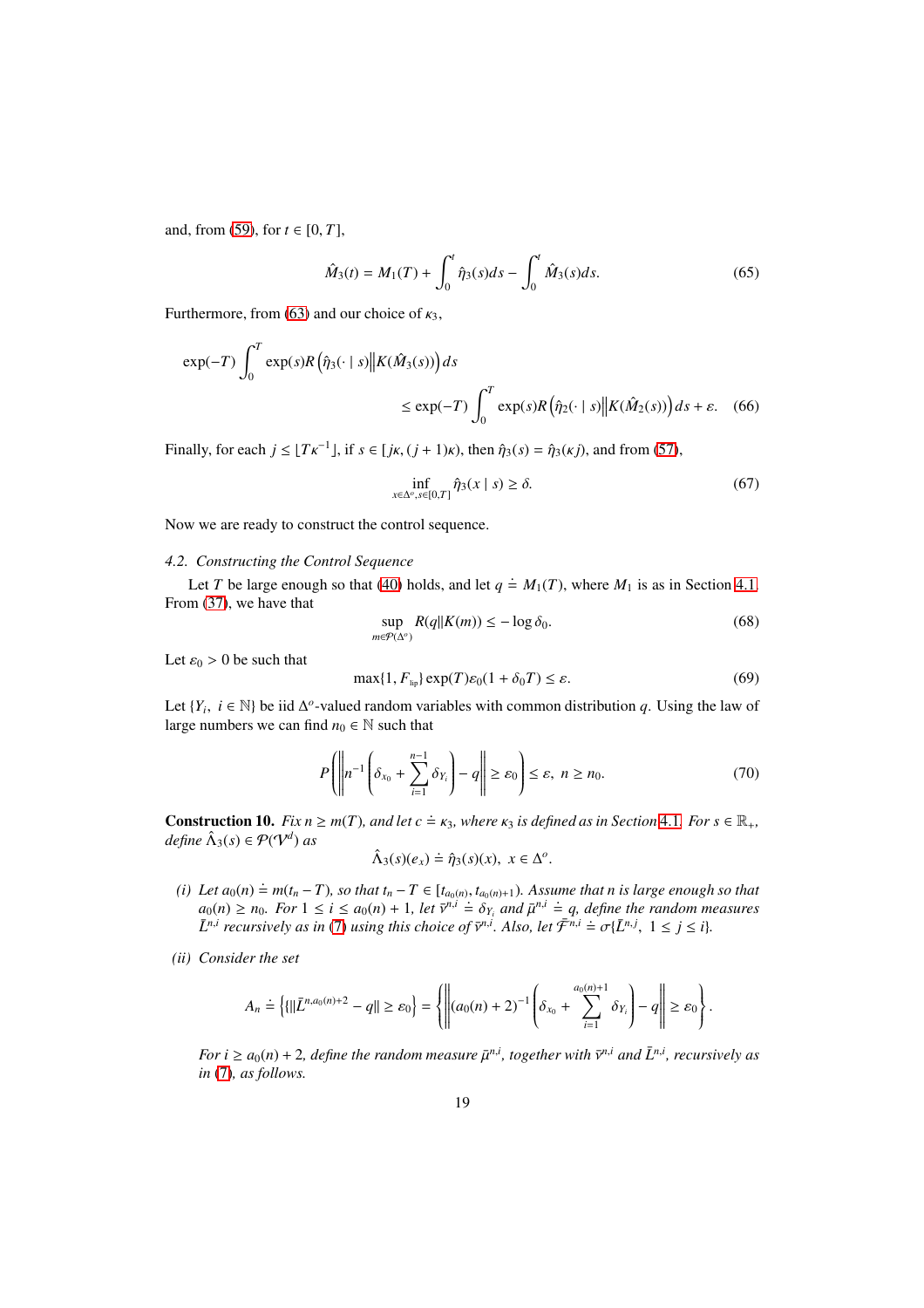and, from (59), for $t \in [0, T]$,

$$\hat{M}_3(t) = M_1(T) + \int_0^t \hat{\eta}_3(s)ds - \int_0^t \hat{M}_3(s)ds. \tag{65}$$

Furthermore, from (63) and our choice of $\kappa_3$,

$$\begin{aligned}\exp(-T)\int_0^T \exp(s) R\left(\hat{\eta}_3(\cdot \mid s)\middle\| K(\hat{M}_3(s))\right) ds \\ \leq \exp(-T)\int_0^T \exp(s) R\left(\hat{\eta}_2(\cdot \mid s)\middle\| K(\hat{M}_2(s))\right) ds + \varepsilon.\end{aligned} \tag{66}$$

Finally, for each $j \leq \lfloor T\kappa^{-1} \rfloor$, if $s \in [j\kappa, (j+1)\kappa)$, then $\hat{\eta}_3(s) = \hat{\eta}_3(\kappa j)$, and from (57),

$$\inf_{x \in \Delta^o, s \in [0,T]} \hat{\eta}_3(x \mid s) \geq \delta. \tag{67}$$

Now we are ready to construct the control sequence.

### 4.2. Constructing the Control Sequence

Let $T$ be large enough so that (40) holds, and let $q \doteq M_1(T)$, where $M_1$ is as in Section 4.1. From (37), we have that

$$\sup_{m \in \mathcal{P}(\Delta^o)} R(q \| K(m)) \leq -\log \delta_0. \tag{68}$$

Let $\varepsilon_0 > 0$ be such that

$$\max\{1, F_{\text{lip}}\} \exp(T)\varepsilon_0(1 + \delta_0 T) \leq \varepsilon. \tag{69}$$

Let $\{Y_i,\ i \in \mathbb{N}\}$ be iid $\Delta^o$-valued random variables with common distribution $q$. Using the law of large numbers we can find $n_0 \in \mathbb{N}$ such that

$$P\left(\left\| n^{-1}\left(\delta_{x_0} + \sum_{i=1}^{n-1} \delta_{Y_i}\right) - q \right\| \geq \varepsilon_0\right) \leq \varepsilon,\ n \geq n_0. \tag{70}$$

**Construction 10.** *Fix $n \geq m(T)$, and let $c \doteq \kappa_3$, where $\kappa_3$ is defined as in Section 4.1. For $s \in \mathbb{R}_+$, define $\hat{\Lambda}_3(s) \in \mathcal{P}(\mathcal{V}^d)$ as*

$$\hat{\Lambda}_3(s)(e_x) \doteq \hat{\eta}_3(s)(x),\ x \in \Delta^o.$$

*(i) Let $a_0(n) \doteq m(t_n - T)$, so that $t_n - T \in [t_{a_0(n)}, t_{a_0(n)+1})$. Assume that $n$ is large enough so that $a_0(n) \geq n_0$. For $1 \leq i \leq a_0(n) + 1$, let $\bar{\nu}^{n,i} \doteq \delta_{Y_i}$ and $\bar{\mu}^{n,i} \doteq q$, define the random measures $\bar{L}^{n,i}$ recursively as in (7) using this choice of $\bar{\nu}^{n,i}$. Also, let $\bar{\mathcal{F}}^{n,i} \doteq \sigma\{\bar{L}^{n,j},\ 1 \leq j \leq i\}$.*

*(ii) Consider the set*

$$A_n \doteq \left\{\|\bar{L}^{n,a_0(n)+2} - q\| \geq \varepsilon_0\right\} = \left\{\left\|(a_0(n)+2)^{-1}\left(\delta_{x_0} + \sum_{i=1}^{a_0(n)+1} \delta_{Y_i}\right) - q\right\| \geq \varepsilon_0\right\}.$$

*For $i \geq a_0(n) + 2$, define the random measure $\bar{\mu}^{n,i}$, together with $\bar{\nu}^{n,i}$ and $\bar{L}^{n,i}$, recursively as in (7), as follows.*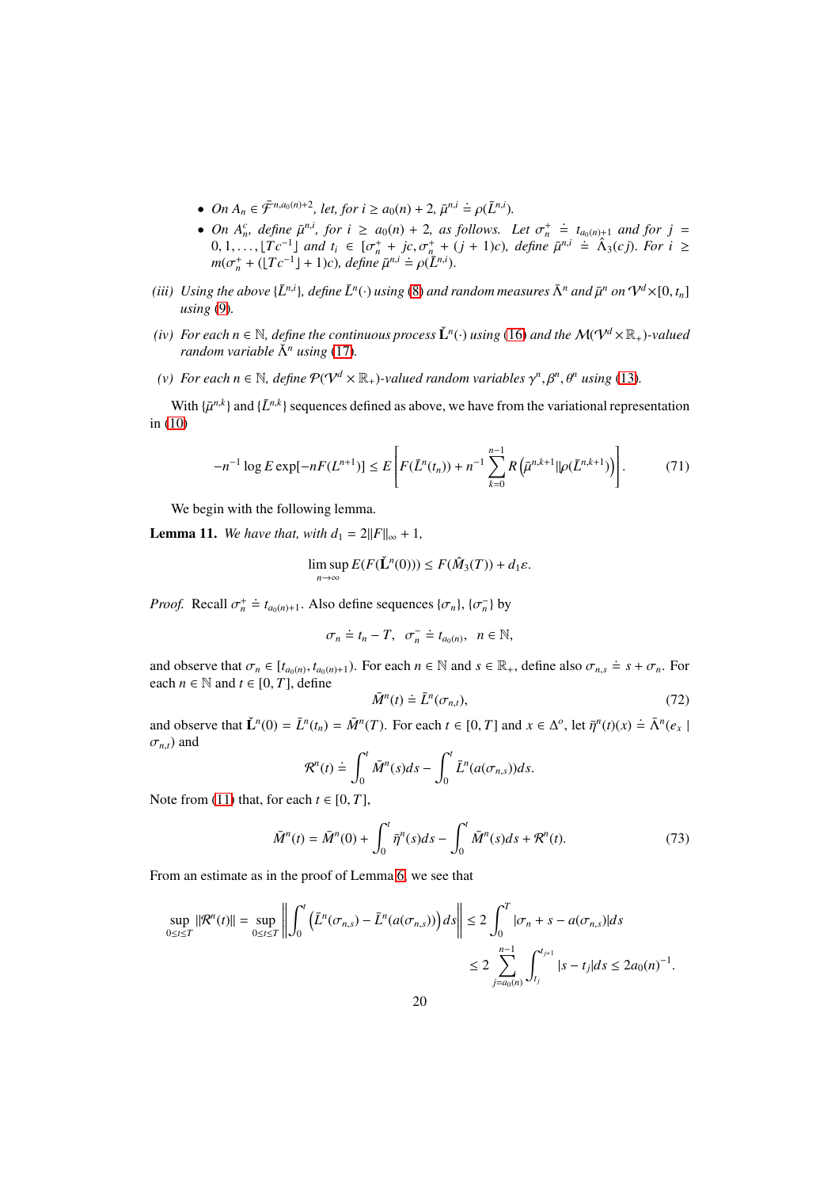- *On $A_n \in \bar{\mathcal{F}}^{n,a_0(n)+2}$, let, for $i \geq a_0(n)+2$, $\bar{\mu}^{n,i} \doteq \rho(\bar{L}^{n,i})$.*
- *On $A_n^c$, define $\bar{\mu}^{n,i}$, for $i \geq a_0(n)+2$, as follows. Let $\sigma_n^+ \doteq t_{a_0(n)+1}$ and for $j = 0, 1, \ldots, \lfloor Tc^{-1} \rfloor$ and $t_i \in [\sigma_n^+ + jc, \sigma_n^+ + (j+1)c)$, define $\bar{\mu}^{n,i} \doteq \hat{\Lambda}_3(cj)$. For $i \geq m(\sigma_n^+ + (\lfloor Tc^{-1} \rfloor + 1)c)$, define $\bar{\mu}^{n,i} \doteq \rho(\bar{L}^{n,i})$.*

*(iii) Using the above $\{\bar{L}^{n,i}\}$, define $\bar{L}^n(\cdot)$ using (8) and random measures $\bar{\Lambda}^n$ and $\bar{\mu}^n$ on $\mathcal{V}^d \times [0, t_n]$ using (9).*

*(iv) For each $n \in \mathbb{N}$, define the continuous process $\check{\mathbf{L}}^n(\cdot)$ using (16) and the $\mathcal{M}(\mathcal{V}^d \times \mathbb{R}_+)$-valued random variable $\check{\Lambda}^n$ using (17).*

*(v) For each $n \in \mathbb{N}$, define $\mathcal{P}(\mathcal{V}^d \times \mathbb{R}_+)$-valued random variables $\gamma^n, \beta^n, \theta^n$ using (13).*

With $\{\bar{\mu}^{n,k}\}$ and $\{\bar{L}^{n,k}\}$ sequences defined as above, we have from the variational representation in (10)

$$-n^{-1} \log E \exp[-nF(L^{n+1})] \leq E\left[F(\bar{L}^n(t_n)) + n^{-1} \sum_{k=0}^{n-1} R\left(\bar{\mu}^{n,k+1} \| \rho(\bar{L}^{n,k+1})\right)\right]. \tag{71}$$

We begin with the following lemma.

**Lemma 11.** *We have that, with $d_1 = 2\|F\|_\infty + 1$,*

$$\limsup_{n\to\infty} E(F(\check{\mathbf{L}}^n(0))) \leq F(\hat{M}_3(T)) + d_1 \varepsilon.$$

*Proof.* Recall $\sigma_n^+ \doteq t_{a_0(n)+1}$. Also define sequences $\{\sigma_n\}$, $\{\sigma_n^-\}$ by

$$\sigma_n \doteq t_n - T, \quad \sigma_n^- \doteq t_{a_0(n)}, \quad n \in \mathbb{N},$$

and observe that $\sigma_n \in [t_{a_0(n)}, t_{a_0(n)+1})$. For each $n \in \mathbb{N}$ and $s \in \mathbb{R}_+$, define also $\sigma_{n,s} \doteq s + \sigma_n$. For each $n \in \mathbb{N}$ and $t \in [0, T]$, define

$$\bar{M}^n(t) \doteq \bar{L}^n(\sigma_{n,t}), \tag{72}$$

and observe that $\check{\mathbf{L}}^n(0) = \bar{L}^n(t_n) = \bar{M}^n(T)$. For each $t \in [0, T]$ and $x \in \Delta^o$, let $\bar{\eta}^n(t)(x) \doteq \bar{\Lambda}^n(e_x \mid \sigma_{n,t})$ and

$$\mathcal{R}^n(t) \doteq \int_0^t \bar{M}^n(s)ds - \int_0^t \bar{L}^n(a(\sigma_{n,s}))ds.$$

Note from (11) that, for each $t \in [0, T]$,

$$\bar{M}^n(t) = \bar{M}^n(0) + \int_0^t \bar{\eta}^n(s)ds - \int_0^t \bar{M}^n(s)ds + \mathcal{R}^n(t). \tag{73}$$

From an estimate as in the proof of Lemma 6, we see that

$$\begin{aligned}
\sup_{0\leq t\leq T} \|\mathcal{R}^n(t)\| = \sup_{0\leq t\leq T} \left\| \int_0^t \left(\bar{L}^n(\sigma_{n,s}) - \bar{L}^n(a(\sigma_{n,s}))\right) ds \right\| &\leq 2 \int_0^T |\sigma_n + s - a(\sigma_{n,s})| ds \\
&\leq 2 \sum_{j=a_0(n)}^{n-1} \int_{t_j}^{t_{j+1}} |s - t_j| ds \leq 2a_0(n)^{-1}.
\end{aligned}$$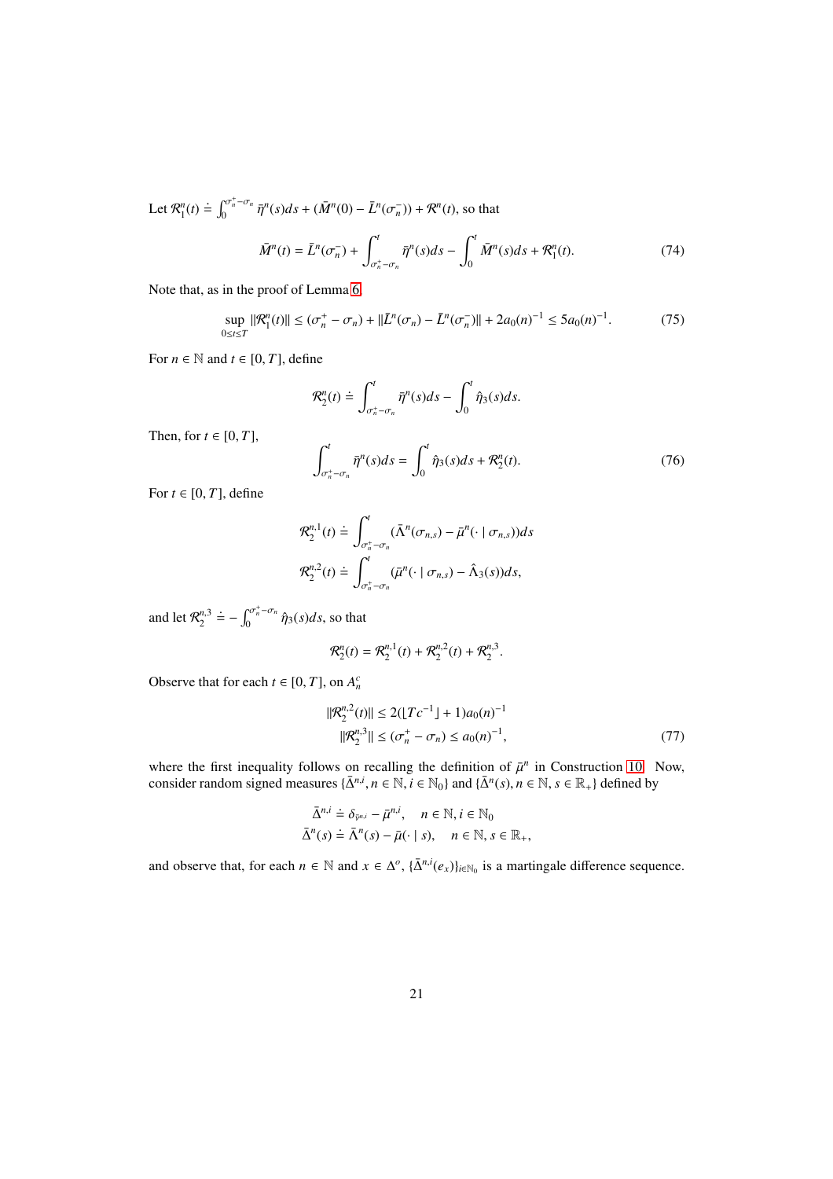Let $\mathcal{R}_1^n(t) \doteq \int_0^{\sigma_n^+ - \sigma_n} \bar{\eta}^n(s)ds + (\bar{M}^n(0) - \bar{L}^n(\sigma_n^-)) + \mathcal{R}^n(t)$, so that

$$\bar{M}^n(t) = \bar{L}^n(\sigma_n^-) + \int_{\sigma_n^+ - \sigma_n}^t \bar{\eta}^n(s)ds - \int_0^t \bar{M}^n(s)ds + \mathcal{R}_1^n(t). \tag{74}$$

Note that, as in the proof of Lemma 6,

$$\sup_{0 \le t \le T} \|\mathcal{R}_1^n(t)\| \le (\sigma_n^+ - \sigma_n) + \|\bar{L}^n(\sigma_n) - \bar{L}^n(\sigma_n^-)\| + 2a_0(n)^{-1} \le 5a_0(n)^{-1}. \tag{75}$$

For $n \in \mathbb{N}$ and $t \in [0, T]$, define

$$\mathcal{R}_2^n(t) \doteq \int_{\sigma_n^+ - \sigma_n}^t \bar{\eta}^n(s)ds - \int_0^t \hat{\eta}_3(s)ds.$$

Then, for $t \in [0, T]$,

$$\int_{\sigma_n^+ - \sigma_n}^t \bar{\eta}^n(s)ds = \int_0^t \hat{\eta}_3(s)ds + \mathcal{R}_2^n(t). \tag{76}$$

For $t \in [0, T]$, define

$$\mathcal{R}_2^{n,1}(t) \doteq \int_{\sigma_n^+ - \sigma_n}^t (\bar{\Lambda}^n(\sigma_{n,s}) - \bar{\mu}^n(\cdot \mid \sigma_{n,s}))ds$$
$$\mathcal{R}_2^{n,2}(t) \doteq \int_{\sigma_n^+ - \sigma_n}^t (\bar{\mu}^n(\cdot \mid \sigma_{n,s}) - \hat{\Lambda}_3(s))ds,$$

and let $\mathcal{R}_2^{n,3} \doteq - \int_0^{\sigma_n^+ - \sigma_n} \hat{\eta}_3(s)ds$, so that

$$\mathcal{R}_2^n(t) = \mathcal{R}_2^{n,1}(t) + \mathcal{R}_2^{n,2}(t) + \mathcal{R}_2^{n,3}.$$

Observe that for each $t \in [0, T]$, on $A_n^c$

$$\begin{aligned}
\|\mathcal{R}_2^{n,2}(t)\| &\le 2(\lfloor Tc^{-1} \rfloor + 1)a_0(n)^{-1} \\
\|\mathcal{R}_2^{n,3}\| &\le (\sigma_n^+ - \sigma_n) \le a_0(n)^{-1},
\end{aligned} \tag{77}$$

where the first inequality follows on recalling the definition of $\bar{\mu}^n$ in Construction 10. Now, consider random signed measures $\{\bar{\Delta}^{n,i}, n \in \mathbb{N}, i \in \mathbb{N}_0\}$ and $\{\bar{\Delta}^n(s), n \in \mathbb{N}, s \in \mathbb{R}_+\}$ defined by

$$\begin{aligned}
\bar{\Delta}^{n,i} &\doteq \delta_{\bar{y}^{n,i}} - \bar{\mu}^{n,i}, \quad n \in \mathbb{N}, i \in \mathbb{N}_0 \\
\bar{\Delta}^n(s) &\doteq \bar{\Lambda}^n(s) - \bar{\mu}(\cdot \mid s), \quad n \in \mathbb{N}, s \in \mathbb{R}_+,
\end{aligned}$$

and observe that, for each $n \in \mathbb{N}$ and $x \in \Delta^o$, $\{\bar{\Delta}^{n,i}(e_x)\}_{i \in \mathbb{N}_0}$ is a martingale difference sequence.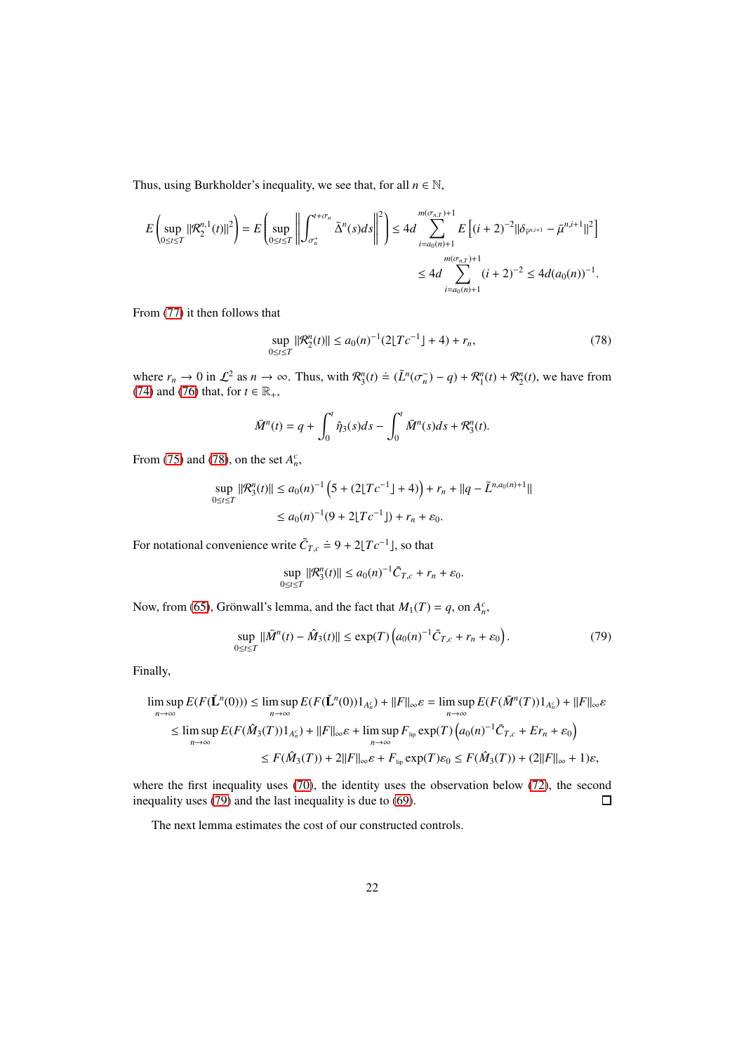Thus, using Burkholder's inequality, we see that, for all $n \in \mathbb{N}$,

$$
E\left(\sup_{0\le t\le T} \|\mathcal{R}_2^{n,1}(t)\|^2\right) = E\left(\sup_{0\le t\le T}\left\|\int_{\sigma_n^+}^{t+\sigma_n} \bar{\Delta}^n(s)ds\right\|^2\right) \le 4d \sum_{i=a_0(n)+1}^{m(\sigma_{n,T})+1} E\left[(i+2)^{-2}\|\delta_{\bar{Y}^{n,i+1}} - \bar{\mu}^{n,i+1}\|^2\right]
$$

$$
\le 4d \sum_{i=a_0(n)+1}^{m(\sigma_{n,T})+1} (i+2)^{-2} \le 4d(a_0(n))^{-1}.
$$

From (77) it then follows that

$$
\sup_{0\le t\le T} \|\mathcal{R}_2^n(t)\| \le a_0(n)^{-1}(2\lfloor Tc^{-1}\rfloor + 4) + r_n, \tag{78}
$$

where $r_n \to 0$ in $\mathcal{L}^2$ as $n \to \infty$. Thus, with $\mathcal{R}_3^n(t) \doteq (\bar{L}^n(\sigma_n^-) - q) + \mathcal{R}_1^n(t) + \mathcal{R}_2^n(t)$, we have from (74) and (76) that, for $t \in \mathbb{R}_+$,

$$
\bar{M}^n(t) = q + \int_0^t \hat{\eta}_3(s)ds - \int_0^t \bar{M}^n(s)ds + \mathcal{R}_3^n(t).
$$

From (75) and (78), on the set $A_n^c$,

$$
\sup_{0\le t\le T} \|\mathcal{R}_3^n(t)\| \le a_0(n)^{-1}\left(5 + (2\lfloor Tc^{-1}\rfloor + 4)\right) + r_n + \|q - \bar{L}^{n,a_0(n)+1}\|
$$

$$
\le a_0(n)^{-1}(9 + 2\lfloor Tc^{-1}\rfloor) + r_n + \varepsilon_0.
$$

For notational convenience write $\tilde{C}_{T,c} \doteq 9 + 2\lfloor Tc^{-1}\rfloor$, so that

$$
\sup_{0\le t\le T} \|\mathcal{R}_3^n(t)\| \le a_0(n)^{-1}\tilde{C}_{T,c} + r_n + \varepsilon_0.
$$

Now, from (65), Grönwall's lemma, and the fact that $M_1(T) = q$, on $A_n^c$,

$$
\sup_{0\le t\le T} \|\bar{M}^n(t) - \hat{M}_3(t)\| \le \exp(T)\left(a_0(n)^{-1}\tilde{C}_{T,c} + r_n + \varepsilon_0\right). \tag{79}
$$

Finally,

$$
\limsup_{n\to\infty} E(F(\check{\mathbf{L}}^n(0))) \le \limsup_{n\to\infty} E(F(\check{\mathbf{L}}^n(0))1_{A_n^c}) + \|F\|_\infty\varepsilon = \limsup_{n\to\infty} E(F(\bar{M}^n(T))1_{A_n^c}) + \|F\|_\infty\varepsilon
$$

$$
\le \limsup_{n\to\infty} E(F(\hat{M}_3(T))1_{A_n^c}) + \|F\|_\infty\varepsilon + \limsup_{n\to\infty} F_{\text{lip}} \exp(T)\left(a_0(n)^{-1}\tilde{C}_{T,c} + Er_n + \varepsilon_0\right)
$$

$$
\le F(\hat{M}_3(T)) + 2\|F\|_\infty\varepsilon + F_{\text{lip}}\exp(T)\varepsilon_0 \le F(\hat{M}_3(T)) + (2\|F\|_\infty + 1)\varepsilon,
$$

where the first inequality uses (70), the identity uses the observation below (72), the second inequality uses (79) and the last inequality is due to (69). □

The next lemma estimates the cost of our constructed controls.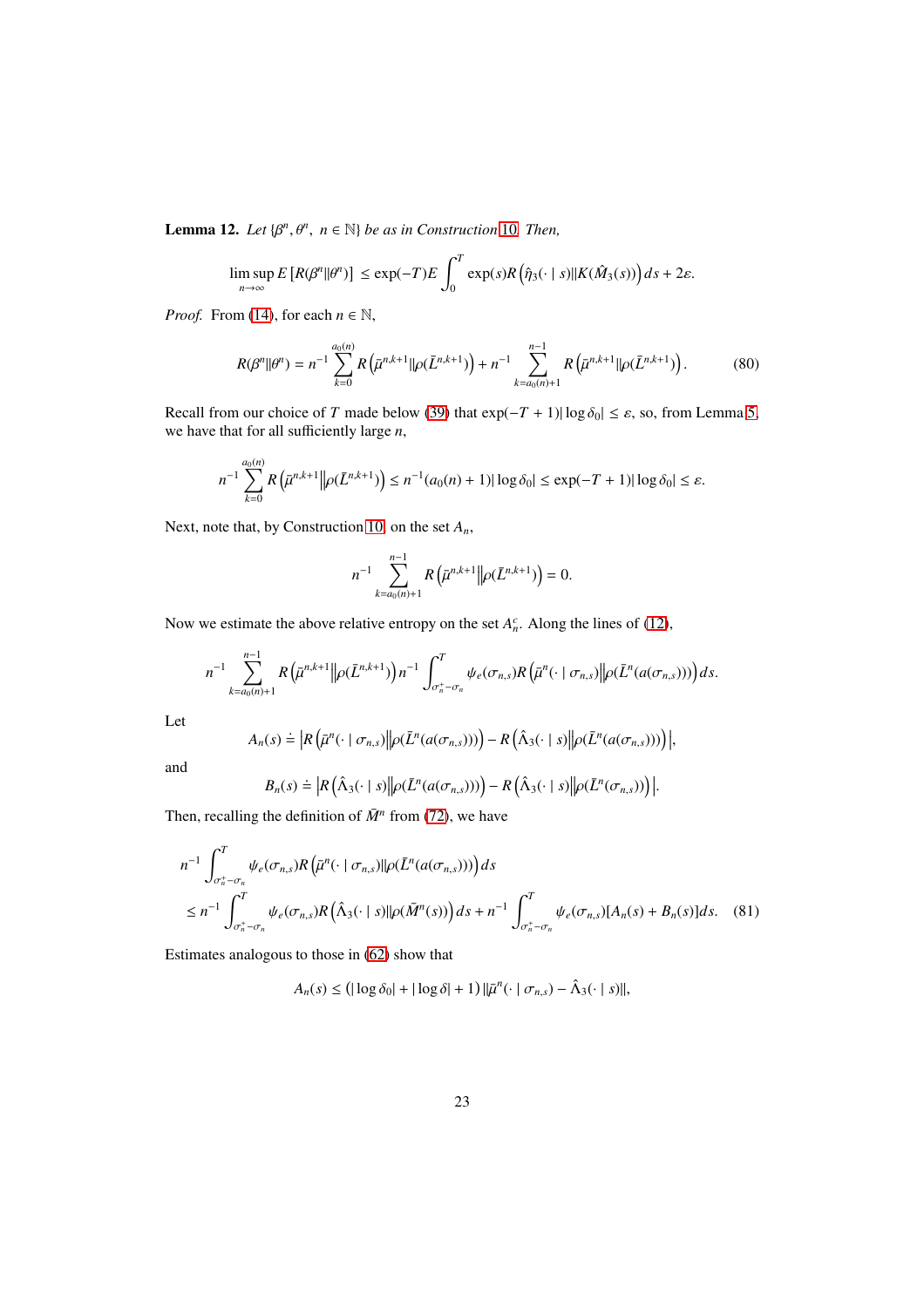**Lemma 12.** *Let $\{\beta^n, \theta^n,\ n \in \mathbb{N}\}$ be as in Construction 10. Then,*

$$\limsup_{n\to\infty} E\left[R(\beta^n \| \theta^n)\right] \le \exp(-T) E \int_0^T \exp(s) R\left(\hat{\eta}_3(\cdot \mid s) \| K(\hat{M}_3(s))\right) ds + 2\varepsilon.$$

*Proof.* From (14), for each $n \in \mathbb{N}$,

$$R(\beta^n \| \theta^n) = n^{-1} \sum_{k=0}^{a_0(n)} R\left(\bar{\mu}^{n,k+1} \| \rho(\bar{L}^{n,k+1})\right) + n^{-1} \sum_{k=a_0(n)+1}^{n-1} R\left(\bar{\mu}^{n,k+1} \| \rho(\bar{L}^{n,k+1})\right). \tag{80}$$

Recall from our choice of $T$ made below (39) that $\exp(-T+1)|\log \delta_0| \le \varepsilon$, so, from Lemma 5, we have that for all sufficiently large $n$,

$$n^{-1} \sum_{k=0}^{a_0(n)} R\left(\bar{\mu}^{n,k+1} \middle\| \rho(\bar{L}^{n,k+1})\right) \le n^{-1}(a_0(n)+1)|\log \delta_0| \le \exp(-T+1)|\log \delta_0| \le \varepsilon.$$

Next, note that, by Construction 10, on the set $A_n$,

$$n^{-1} \sum_{k=a_0(n)+1}^{n-1} R\left(\bar{\mu}^{n,k+1} \middle\| \rho(\bar{L}^{n,k+1})\right) = 0.$$

Now we estimate the above relative entropy on the set $A_n^c$. Along the lines of (12),

$$n^{-1} \sum_{k=a_0(n)+1}^{n-1} R\left(\bar{\mu}^{n,k+1} \middle\| \rho(\bar{L}^{n,k+1})\right) n^{-1} \int_{\sigma_n^+ - \sigma_n}^T \psi_e(\sigma_{n,s}) R\left(\bar{\mu}^n(\cdot \mid \sigma_{n,s}) \middle\| \rho(\bar{L}^n(a(\sigma_{n,s})))\right) ds.$$

Let

$$A_n(s) \doteq \left| R\left(\bar{\mu}^n(\cdot \mid \sigma_{n,s}) \middle\| \rho(\bar{L}^n(a(\sigma_{n,s})))\right) - R\left(\hat{\Lambda}_3(\cdot \mid s) \middle\| \rho(\bar{L}^n(a(\sigma_{n,s})))\right) \right|,$$

and

$$B_n(s) \doteq \left| R\left(\hat{\Lambda}_3(\cdot \mid s) \middle\| \rho(\bar{L}^n(a(\sigma_{n,s})))\right) - R\left(\hat{\Lambda}_3(\cdot \mid s) \middle\| \rho(\bar{L}^n(\sigma_{n,s}))\right) \right|.$$

Then, recalling the definition of $\bar{M}^n$ from (72), we have

$$\begin{aligned}
&n^{-1} \int_{\sigma_n^+ - \sigma_n}^T \psi_e(\sigma_{n,s}) R\left(\bar{\mu}^n(\cdot \mid \sigma_{n,s}) \| \rho(\bar{L}^n(a(\sigma_{n,s})))\right) ds \\
&\le n^{-1} \int_{\sigma_n^+ - \sigma_n}^T \psi_e(\sigma_{n,s}) R\left(\hat{\Lambda}_3(\cdot \mid s) \| \rho(\bar{M}^n(s))\right) ds + n^{-1} \int_{\sigma_n^+ - \sigma_n}^T \psi_e(\sigma_{n,s})[A_n(s) + B_n(s)] ds. \quad (81)
\end{aligned}$$

Estimates analogous to those in (62) show that

$$A_n(s) \le \left(|\log \delta_0| + |\log \delta| + 1\right) \|\bar{\mu}^n(\cdot \mid \sigma_{n,s}) - \hat{\Lambda}_3(\cdot \mid s)\|,$$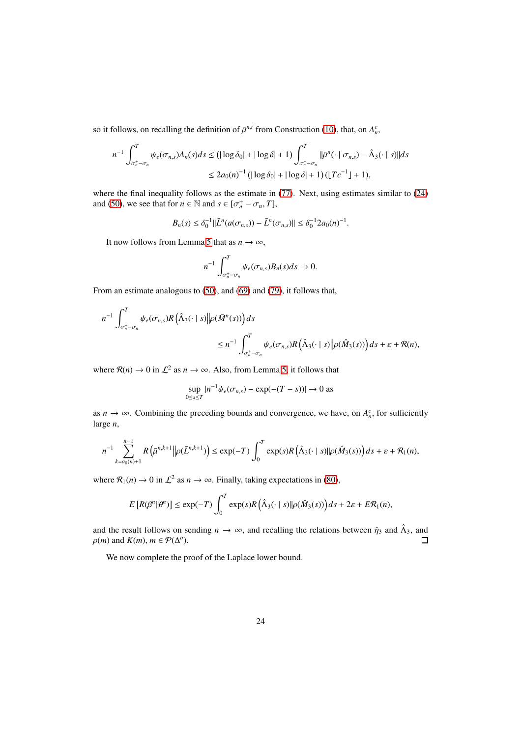so it follows, on recalling the definition of $\bar{\mu}^{n,i}$ from Construction (10), that, on $A_n^c$,

$$n^{-1}\int_{\sigma_n^+-\sigma_n}^{T}\psi_e(\sigma_{n,s})A_n(s)ds \le \left(|\log\delta_0|+|\log\delta|+1\right)\int_{\sigma_n^+-\sigma_n}^{T}\|\bar{\mu}^n(\cdot\mid\sigma_{n,s})-\hat{\Lambda}_3(\cdot\mid s)\|ds$$
$$\le 2a_0(n)^{-1}\left(|\log\delta_0|+|\log\delta|+1\right)\left(\lfloor Tc^{-1}\rfloor+1\right),$$

where the final inequality follows as the estimate in (77). Next, using estimates similar to (24) and (50), we see that for $n\in\mathbb{N}$ and $s\in[\sigma_n^+-\sigma_n,T]$,

$$B_n(s)\le\delta_0^{-1}\|\bar{L}^n(a(\sigma_{n,s}))-\bar{L}^n(\sigma_{n,s})\|\le\delta_0^{-1}2a_0(n)^{-1}.$$

It now follows from Lemma 5 that as $n\to\infty$,

$$n^{-1}\int_{\sigma_n^+-\sigma_n}^{T}\psi_e(\sigma_{n,s})B_n(s)ds\to 0.$$

From an estimate analogous to (50), and (69) and (79), it follows that,

$$n^{-1}\int_{\sigma_n^+-\sigma_n}^{T}\psi_e(\sigma_{n,s})R\left(\hat{\Lambda}_3(\cdot\mid s)\middle\|\rho(\bar{M}^n(s))\right)ds$$
$$\le n^{-1}\int_{\sigma_n^+-\sigma_n}^{T}\psi_e(\sigma_{n,s})R\left(\hat{\Lambda}_3(\cdot\mid s)\middle\|\rho(\hat{M}_3(s))\right)ds+\varepsilon+\mathcal{R}(n),$$

where $\mathcal{R}(n)\to 0$ in $\mathcal{L}^2$ as $n\to\infty$. Also, from Lemma 5, it follows that

$$\sup_{0\le s\le T}|n^{-1}\psi_e(\sigma_{n,s})-\exp(-(T-s))|\to 0\text{ as}$$

as $n\to\infty$. Combining the preceding bounds and convergence, we have, on $A_n^c$, for sufficiently large $n$,

$$n^{-1}\sum_{k=a_0(n)+1}^{n-1}R\left(\bar{\mu}^{n,k+1}\middle\|\rho(\bar{L}^{n,k+1})\right)\le\exp(-T)\int_0^T\exp(s)R\left(\hat{\Lambda}_3(\cdot\mid s)\|\rho(\hat{M}_3(s))\right)ds+\varepsilon+\mathcal{R}_1(n),$$

where $\mathcal{R}_1(n)\to 0$ in $\mathcal{L}^2$ as $n\to\infty$. Finally, taking expectations in (80),

$$E\left[R(\beta^n\|\theta^n)\right]\le\exp(-T)\int_0^T\exp(s)R\left(\hat{\Lambda}_3(\cdot\mid s)\|\rho(\hat{M}_3(s))\right)ds+2\varepsilon+E\mathcal{R}_1(n),$$

and the result follows on sending $n\to\infty$, and recalling the relations between $\hat{\eta}_3$ and $\hat{\Lambda}_3$, and $\rho(m)$ and $K(m)$, $m\in\mathcal{P}(\Delta^o)$. ∎

We now complete the proof of the Laplace lower bound.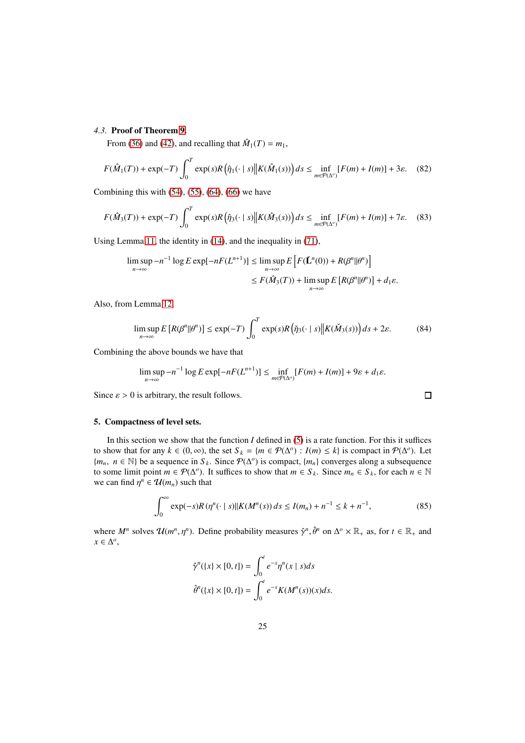*4.3.* **Proof of Theorem 9.**

From (36) and (42), and recalling that $\hat{M}_1(T) = m_1$,

$$F(\hat{M}_1(T)) + \exp(-T)\int_0^T \exp(s) R\left(\hat{\eta}_1(\cdot \mid s) \middle\| K(\hat{M}_1(s))\right) ds \leq \inf_{m\in\mathcal{P}(\Delta^o)} [F(m) + I(m)] + 3\varepsilon. \tag{82}$$

Combining this with (54), (55), (64), (66) we have

$$F(\hat{M}_3(T)) + \exp(-T)\int_0^T \exp(s) R\left(\hat{\eta}_3(\cdot \mid s) \middle\| K(\hat{M}_3(s))\right) ds \leq \inf_{m\in\mathcal{P}(\Delta^o)} [F(m) + I(m)] + 7\varepsilon. \tag{83}$$

Using Lemma 11, the identity in (14), and the inequality in (71),

$$\begin{aligned}
\limsup_{n\to\infty} -n^{-1}\log E\exp[-nF(L^{n+1})] &\leq \limsup_{n\to\infty} E\left[F(\check{\mathbf{L}}^n(0)) + R(\beta^n \| \theta^n)\right] \\
&\leq F(\hat{M}_3(T)) + \limsup_{n\to\infty} E\left[R(\beta^n\|\theta^n)\right] + d_1\varepsilon.
\end{aligned}$$

Also, from Lemma 12,

$$\limsup_{n\to\infty} E\left[R(\beta^n\|\theta^n)\right] \leq \exp(-T)\int_0^T \exp(s) R\left(\check{\eta}_3(\cdot \mid s) \middle\| K(\check{M}_3(s))\right) ds + 2\varepsilon. \tag{84}$$

Combining the above bounds we have that

$$\limsup_{n\to\infty} -n^{-1}\log E\exp[-nF(L^{n+1})] \leq \inf_{m\in\mathcal{P}(\Delta^o)} [F(m) + I(m)] + 9\varepsilon + d_1\varepsilon.$$

Since $\varepsilon > 0$ is arbitrary, the result follows. ∎

## 5. Compactness of level sets.

In this section we show that the function $I$ defined in (5) is a rate function. For this it suffices to show that for any $k \in (0, \infty)$, the set $S_k = \{m \in \mathcal{P}(\Delta^o) : I(m) \leq k\}$ is compact in $\mathcal{P}(\Delta^o)$. Let $\{m_n,\ n \in \mathbb{N}\}$ be a sequence in $S_k$. Since $\mathcal{P}(\Delta^o)$ is compact, $\{m_n\}$ converges along a subsequence to some limit point $m \in \mathcal{P}(\Delta^o)$. It suffices to show that $m \in S_k$. Since $m_n \in S_k$, for each $n \in \mathbb{N}$ we can find $\eta^n \in \mathcal{U}(m_n)$ such that

$$\int_0^\infty \exp(-s) R\left(\eta^n(\cdot \mid s) \| K(M^n(s)\right) ds \leq I(m_n) + n^{-1} \leq k + n^{-1}, \tag{85}$$

where $M^n$ solves $\mathcal{U}(m^n, \eta^n)$. Define probability measures $\hat{\gamma}^n, \hat{\theta}^n$ on $\Delta^o \times \mathbb{R}_+$ as, for $t \in \mathbb{R}_+$ and $x \in \Delta^o$,

$$\begin{aligned}
\hat{\gamma}^n(\{x\} \times [0, t]) &= \int_0^t e^{-s}\eta^n(x \mid s) ds \\
\hat{\theta}^n(\{x\} \times [0, t]) &= \int_0^t e^{-s} K(M^n(s))(x) ds.
\end{aligned}$$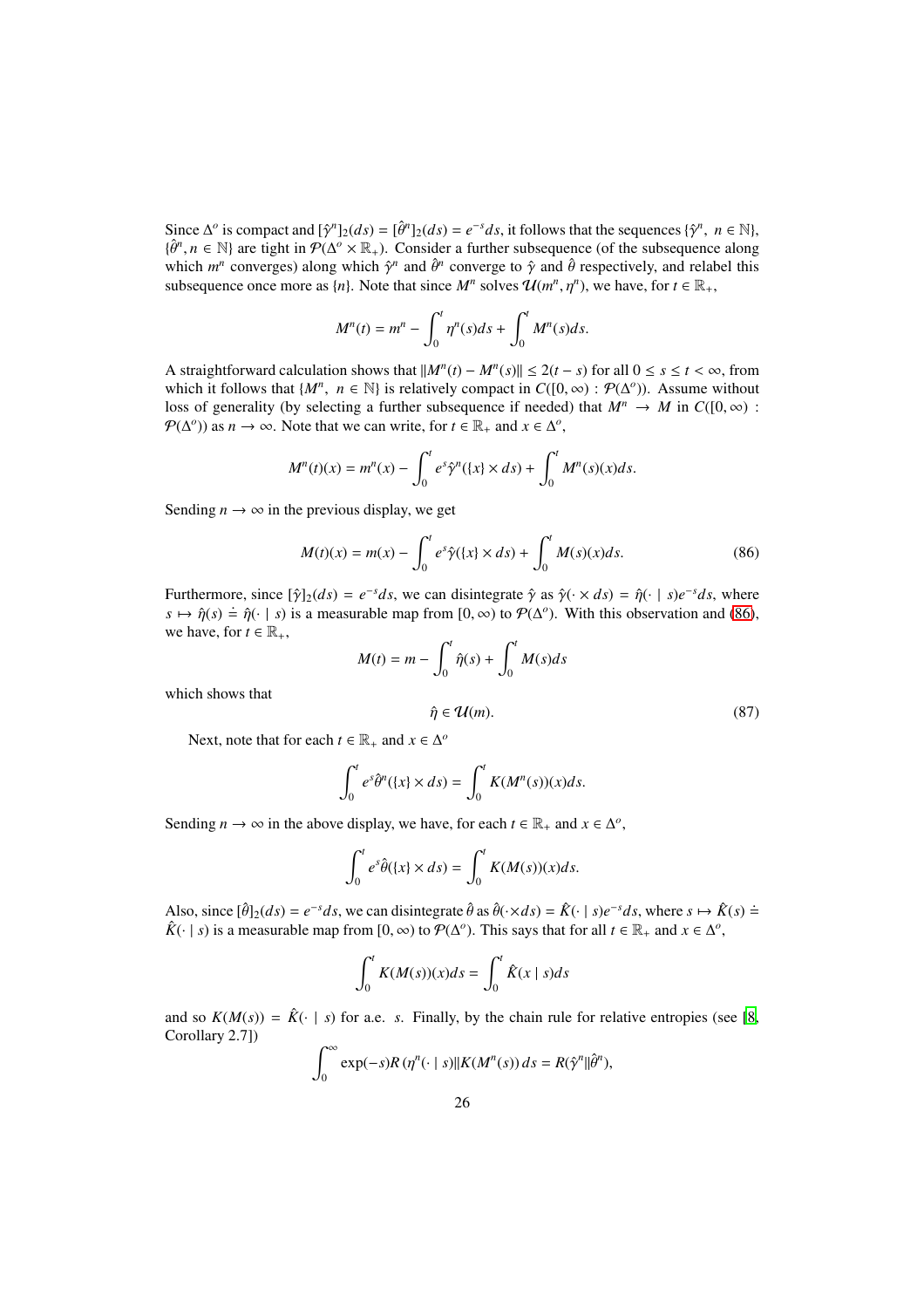Since $\Delta^o$ is compact and $[\hat{\gamma}^n]_2(ds) = [\hat{\theta}^n]_2(ds) = e^{-s}ds$, it follows that the sequences $\{\hat{\gamma}^n, \ n \in \mathbb{N}\}$, $\{\hat{\theta}^n, n \in \mathbb{N}\}$ are tight in $\mathcal{P}(\Delta^o \times \mathbb{R}_+)$. Consider a further subsequence (of the subsequence along which $m^n$ converges) along which $\hat{\gamma}^n$ and $\hat{\theta}^n$ converge to $\hat{\gamma}$ and $\hat{\theta}$ respectively, and relabel this subsequence once more as $\{n\}$. Note that since $M^n$ solves $\mathcal{U}(m^n, \eta^n)$, we have, for $t \in \mathbb{R}_+$,

$$M^n(t) = m^n - \int_0^t \eta^n(s)ds + \int_0^t M^n(s)ds.$$

A straightforward calculation shows that $\|M^n(t) - M^n(s)\| \leq 2(t-s)$ for all $0 \leq s \leq t < \infty$, from which it follows that $\{M^n, \ n \in \mathbb{N}\}$ is relatively compact in $C([0,\infty) : \mathcal{P}(\Delta^o))$. Assume without loss of generality (by selecting a further subsequence if needed) that $M^n \to M$ in $C([0,\infty) : \mathcal{P}(\Delta^o))$ as $n \to \infty$. Note that we can write, for $t \in \mathbb{R}_+$ and $x \in \Delta^o$,

$$M^n(t)(x) = m^n(x) - \int_0^t e^s \hat{\gamma}^n(\{x\} \times ds) + \int_0^t M^n(s)(x)ds.$$

Sending $n \to \infty$ in the previous display, we get

$$M(t)(x) = m(x) - \int_0^t e^s \hat{\gamma}(\{x\} \times ds) + \int_0^t M(s)(x)ds. \tag{86}$$

Furthermore, since $[\hat{\gamma}]_2(ds) = e^{-s}ds$, we can disintegrate $\hat{\gamma}$ as $\hat{\gamma}(\cdot \times ds) = \hat{\eta}(\cdot \mid s)e^{-s}ds$, where $s \mapsto \hat{\eta}(s) \doteq \hat{\eta}(\cdot \mid s)$ is a measurable map from $[0,\infty)$ to $\mathcal{P}(\Delta^o)$. With this observation and (86), we have, for $t \in \mathbb{R}_+$,

$$M(t) = m - \int_0^t \hat{\eta}(s) + \int_0^t M(s)ds$$

which shows that

$$\hat{\eta} \in \mathcal{U}(m). \tag{87}$$

Next, note that for each $t \in \mathbb{R}_+$ and $x \in \Delta^o$

$$\int_0^t e^s \hat{\theta}^n(\{x\} \times ds) = \int_0^t K(M^n(s))(x)ds.$$

Sending $n \to \infty$ in the above display, we have, for each $t \in \mathbb{R}_+$ and $x \in \Delta^o$,

$$\int_0^t e^s \hat{\theta}(\{x\} \times ds) = \int_0^t K(M(s))(x)ds.$$

Also, since $[\hat{\theta}]_2(ds) = e^{-s}ds$, we can disintegrate $\hat{\theta}$ as $\hat{\theta}(\cdot \times ds) = \hat{K}(\cdot \mid s)e^{-s}ds$, where $s \mapsto \hat{K}(s) \doteq \hat{K}(\cdot \mid s)$ is a measurable map from $[0,\infty)$ to $\mathcal{P}(\Delta^o)$. This says that for all $t \in \mathbb{R}_+$ and $x \in \Delta^o$,

$$\int_0^t K(M(s))(x)ds = \int_0^t \hat{K}(x \mid s)ds$$

and so $K(M(s)) = \hat{K}(\cdot \mid s)$ for a.e. $s$. Finally, by the chain rule for relative entropies (see [8, Corollary 2.7])

$$\int_0^\infty \exp(-s) R\left(\eta^n(\cdot \mid s) \| K(M^n(s)\right) ds = R(\hat{\gamma}^n \| \hat{\theta}^n),$$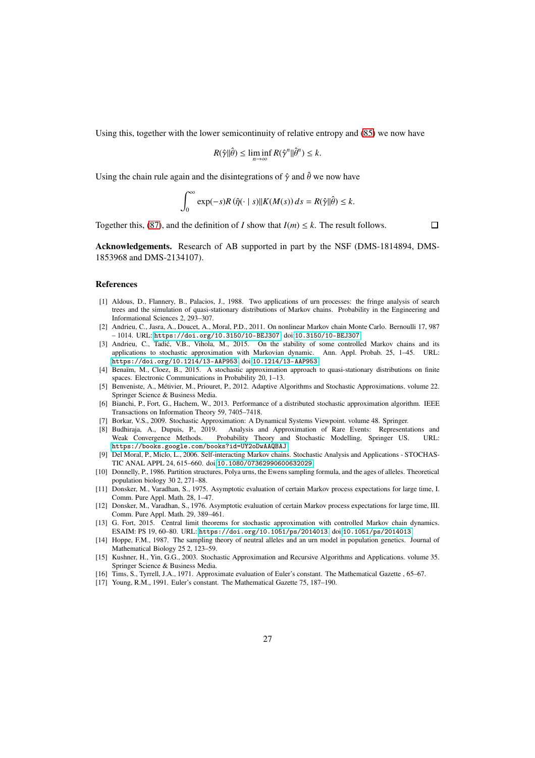Using this, together with the lower semicontinuity of relative entropy and (85) we now have

$$R(\hat{\gamma}\|\hat{\theta}) \le \liminf_{n\to\infty} R(\hat{\gamma}^n\|\hat{\theta}^n) \le k.$$

Using the chain rule again and the disintegrations of $\hat{\gamma}$ and $\hat{\theta}$ we now have

$$\int_0^\infty \exp(-s) R\left(\hat{\eta}(\cdot \mid s)\|K(M(s))\right) ds = R(\hat{\gamma}\|\hat{\theta}) \le k.$$

Together this, (87), and the definition of $I$ show that $I(m) \le k$. The result follows. ☐

**Acknowledgements.** Research of AB supported in part by the NSF (DMS-1814894, DMS-1853968 and DMS-2134107).

## References

[1] Aldous, D., Flannery, B., Palacios, J., 1988. Two applications of urn processes: the fringe analysis of search trees and the simulation of quasi-stationary distributions of Markov chains. Probability in the Engineering and Informational Sciences 2, 293–307.

[2] Andrieu, C., Jasra, A., Doucet, A., Moral, P.D., 2011. On nonlinear Markov chain Monte Carlo. Bernoulli 17, 987 – 1014. URL: https://doi.org/10.3150/10-BEJ307, doi:10.3150/10-BEJ307.

[3] Andrieu, C., Tadić, V.B., Vihola, M., 2015. On the stability of some controlled Markov chains and its applications to stochastic approximation with Markovian dynamic. Ann. Appl. Probab. 25, 1–45. URL: https://doi.org/10.1214/13-AAP953, doi:10.1214/13-AAP953.

[4] Benaïm, M., Cloez, B., 2015. A stochastic approximation approach to quasi-stationary distributions on finite spaces. Electronic Communications in Probability 20, 1–13.

[5] Benveniste, A., Métivier, M., Priouret, P., 2012. Adaptive Algorithms and Stochastic Approximations. volume 22. Springer Science & Business Media.

[6] Bianchi, P., Fort, G., Hachem, W., 2013. Performance of a distributed stochastic approximation algorithm. IEEE Transactions on Information Theory 59, 7405–7418.

[7] Borkar, V.S., 2009. Stochastic Approximation: A Dynamical Systems Viewpoint. volume 48. Springer.

[8] Budhiraja, A., Dupuis, P., 2019. Analysis and Approximation of Rare Events: Representations and Weak Convergence Methods. Probability Theory and Stochastic Modelling, Springer US. URL: https://books.google.com/books?id=UY2oDwAAQBAJ.

[9] Del Moral, P., Miclo, L., 2006. Self-interacting Markov chains. Stochastic Analysis and Applications - STOCHASTIC ANAL APPL 24, 615–660. doi:10.1080/07362990600632029.

[10] Donnelly, P., 1986. Partition structures, Polya urns, the Ewens sampling formula, and the ages of alleles. Theoretical population biology 30 2, 271–88.

[11] Donsker, M., Varadhan, S., 1975. Asymptotic evaluation of certain Markov process expectations for large time, I. Comm. Pure Appl. Math. 28, 1–47.

[12] Donsker, M., Varadhan, S., 1976. Asymptotic evaluation of certain Markov process expectations for large time, III. Comm. Pure Appl. Math. 29, 389–461.

[13] G. Fort, 2015. Central limit theorems for stochastic approximation with controlled Markov chain dynamics. ESAIM: PS 19, 60–80. URL: https://doi.org/10.1051/ps/2014013, doi:10.1051/ps/2014013.

[14] Hoppe, F.M., 1987. The sampling theory of neutral alleles and an urn model in population genetics. Journal of Mathematical Biology 25 2, 123–59.

[15] Kushner, H., Yin, G.G., 2003. Stochastic Approximation and Recursive Algorithms and Applications. volume 35. Springer Science & Business Media.

[16] Tims, S., Tyrrell, J.A., 1971. Approximate evaluation of Euler's constant. The Mathematical Gazette , 65–67.

[17] Young, R.M., 1991. Euler's constant. The Mathematical Gazette 75, 187–190.